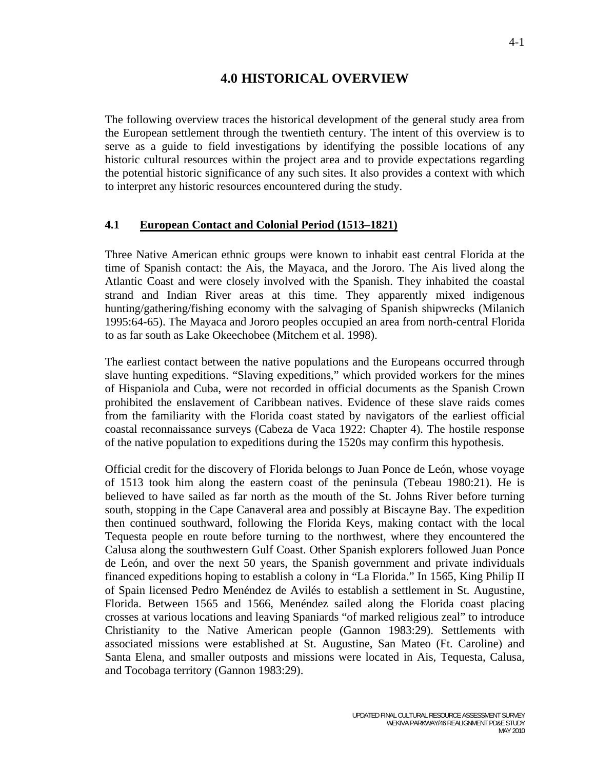# 4.0 HISTORICAL OVERVIEW

The following overview traces the historical development of the general study area from the European settlement through the twentieth century. The intent of this overview is to serve as a guide to field investigations by identifying the possible locations of any historic cultural resources within the project area and to provide expectations regarding the potential historic significance of any such sites. It also provides a context with which to interpret any historic resources encountered during the study.

## 4.1 European Contact and Colonial Period (1513–1821)

Three Native American ethnic groups were known to inhabit east central Florida at the time of Spanish contact: the Ais, the Mayaca, and the Jororo. The Ais lived along the Atlantic Coast and were closely involved with the Spanish. They inhabited the coastal strand and Indian River areas at this time. They apparently mixed indigenous hunting/gathering/fishing economy with the salvaging of Spanish shipwrecks (Milanich 1995:64-65). The Mayaca and Jororo peoples occupied an area from north-central Florida to as far south as Lake Okeechobee (Mitchem et al. 1998).

The earliest contact between the native populations and the Europeans occurred through slave hunting expeditions. "Slaving expeditions," which provided workers for the mines of Hispaniola and Cuba, were not recorded in official documents as the Spanish Crown prohibited the enslavement of Caribbean natives. Evidence of these slave raids comes from the familiarity with the Florida coast stated by navigators of the earliest official coastal reconnaissance surveys (Cabeza de Vaca 1922: Chapter 4). The hostile response of the native population to expeditions during the 1520s may confirm this hypothesis.

Official credit for the discovery of Florida belongs to Juan Ponce de León, whose voyage of 1513 took him along the eastern coast of the peninsula (Tebeau 1980:21). He is believed to have sailed as far north as the mouth of the St. Johns River before turning south, stopping in the Cape Canaveral area and possibly at Biscayne Bay. The expedition then continued southward, following the Florida Keys, making contact with the local Tequesta people en route before turning to the northwest, where they encountered the Calusa along the southwestern Gulf Coast. Other Spanish explorers followed Juan Ponce de León, and over the next 50 years, the Spanish government and private individuals financed expeditions hoping to establish a colony in "La Florida." In 1565, King Philip II of Spain licensed Pedro Menéndez de Avilés to establish a settlement in St. Augustine, Florida. Between 1565 and 1566, Menéndez sailed along the Florida coast placing crosses at various locations and leaving Spaniards "of marked religious zeal" to introduce Christianity to the Native American people (Gannon 1983:29). Settlements with associated missions were established at St. Augustine, San Mateo (Ft. Caroline) and Santa Elena, and smaller outposts and missions were located in Ais, Tequesta, Calusa, and Tocobaga territory (Gannon 1983:29).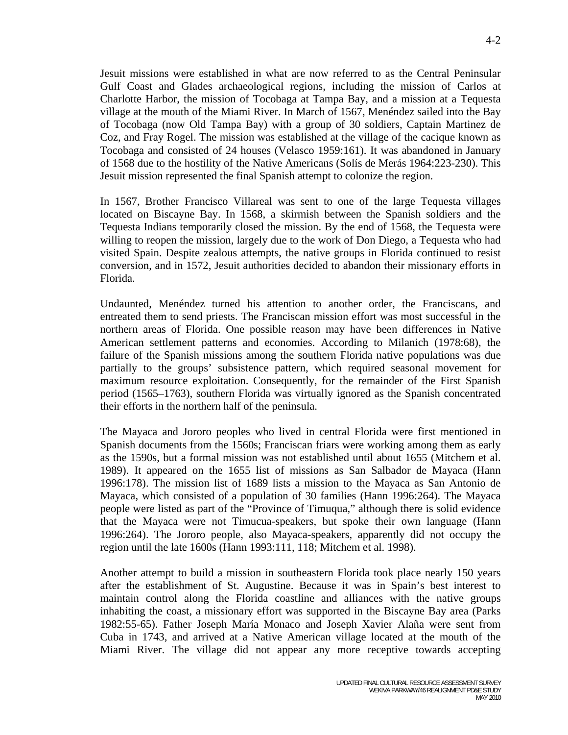Jesuit missions were established in what are now referred to as the Central Peninsular Gulf Coast and Glades archaeological regions, including the mission of Carlos at Charlotte Harbor, the mission of Tocobaga at Tampa Bay, and a mission at a Tequesta village at the mouth of the Miami River. In March of 1567, Menéndez sailed into the Bay of Tocobaga (now Old Tampa Bay) with a group of 30 soldiers, Captain Martinez de Coz, and Fray Rogel. The mission was established at the village of the cacique known as Tocobaga and consisted of 24 houses (Velasco 1959:161). It was abandoned in January of 1568 due to the hostility of the Native Americans (Solís de Merás 1964:223-230). This Jesuit mission represented the final Spanish attempt to colonize the region.

In 1567, Brother Francisco Villareal was sent to one of the large Tequesta villages located on Biscayne Bay. In 1568, a skirmish between the Spanish soldiers and the Tequesta Indians temporarily closed the mission. By the end of 1568, the Tequesta were willing to reopen the mission, largely due to the work of Don Diego, a Tequesta who had visited Spain. Despite zealous attempts, the native groups in Florida continued to resist conversion, and in 1572, Jesuit authorities decided to abandon their missionary efforts in Florida.

Undaunted, Menéndez turned his attention to another order, the Franciscans, and entreated them to send priests. The Franciscan mission effort was most successful in the northern areas of Florida. One possible reason may have been differences in Native American settlement patterns and economies. According to Milanich (1978:68), the failure of the Spanish missions among the southern Florida native populations was due partially to the groups' subsistence pattern, which required seasonal movement for maximum resource exploitation. Consequently, for the remainder of the First Spanish period (1565–1763), southern Florida was virtually ignored as the Spanish concentrated their efforts in the northern half of the peninsula.

The Mayaca and Jororo peoples who lived in central Florida were first mentioned in Spanish documents from the 1560s; Franciscan friars were working among them as early as the 1590s, but a formal mission was not established until about 1655 (Mitchem et al. 1989). It appeared on the 1655 list of missions as San Salbador de Mayaca (Hann 1996:178). The mission list of 1689 lists a mission to the Mayaca as San Antonio de Mayaca, which consisted of a population of 30 families (Hann 1996:264). The Mayaca people were listed as part of the "Province of Timuqua," although there is solid evidence that the Mayaca were not Timucua-speakers, but spoke their own language (Hann 1996:264). The Jororo people, also Mayaca-speakers, apparently did not occupy the region until the late 1600s (Hann 1993:111, 118; Mitchem et al. 1998).

Another attempt to build a mission in southeastern Florida took place nearly 150 years after the establishment of St. Augustine. Because it was in Spain's best interest to maintain control along the Florida coastline and alliances with the native groups inhabiting the coast, a missionary effort was supported in the Biscayne Bay area (Parks 1982:55-65). Father Joseph María Monaco and Joseph Xavier Alaña were sent from Cuba in 1743, and arrived at a Native American village located at the mouth of the Miami River. The village did not appear any more receptive towards accepting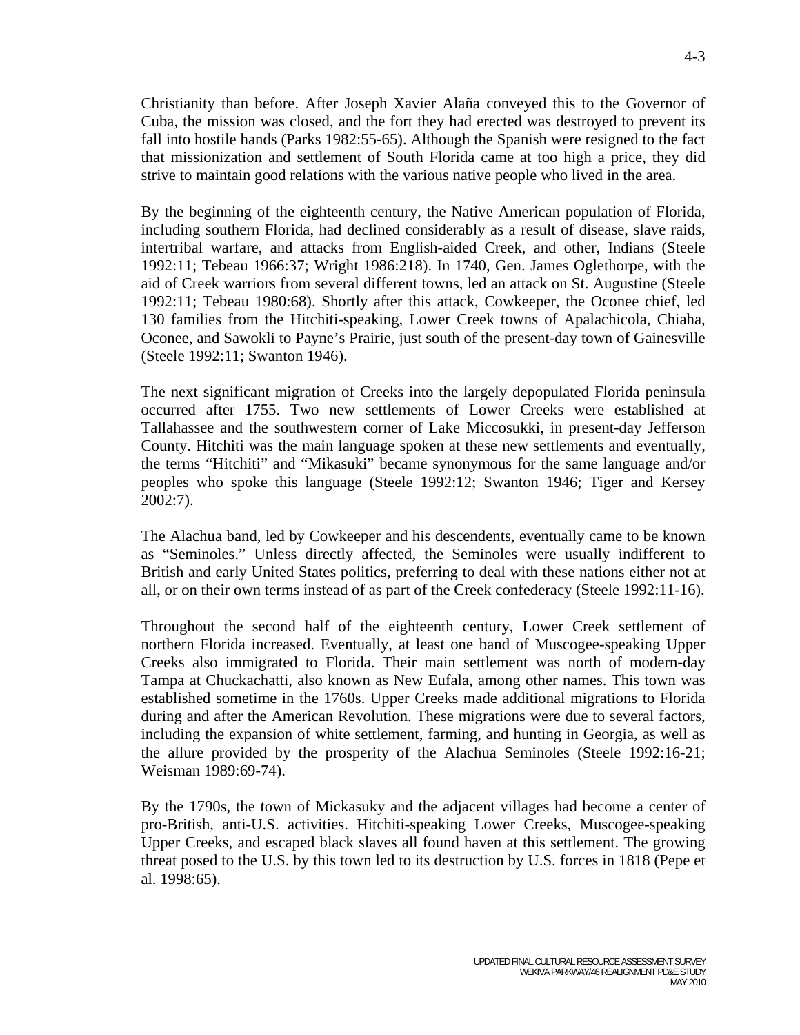Christianity than before. After Joseph Xavier Alaña conveyed this to the Governor of Cuba, the mission was closed, and the fort they had erected was destroyed to prevent its fall into hostile hands (Parks 1982:55-65). Although the Spanish were resigned to the fact that missionization and settlement of South Florida came at too high a price, they did strive to maintain good relations with the various native people who lived in the area.

By the beginning of the eighteenth century, the Native American population of Florida, including southern Florida, had declined considerably as a result of disease, slave raids, intertribal warfare, and attacks from English-aided Creek, and other, Indians (Steele 1992:11; Tebeau 1966:37; Wright 1986:218). In 1740, Gen. James Oglethorpe, with the aid of Creek warriors from several different towns, led an attack on St. Augustine (Steele 1992:11; Tebeau 1980:68). Shortly after this attack, Cowkeeper, the Oconee chief, led 130 families from the Hitchiti-speaking, Lower Creek towns of Apalachicola, Chiaha, Oconee, and Sawokli to Payne's Prairie, just south of the present-day town of Gainesville (Steele 1992:11; Swanton 1946).

The next significant migration of Creeks into the largely depopulated Florida peninsula occurred after 1755. Two new settlements of Lower Creeks were established at Tallahassee and the southwestern corner of Lake Miccosukki, in present-day Jefferson County. Hitchiti was the main language spoken at these new settlements and eventually, the terms "Hitchiti" and "Mikasuki" became synonymous for the same language and/or peoples who spoke this language (Steele 1992:12; Swanton 1946; Tiger and Kersey 2002:7).

The Alachua band, led by Cowkeeper and his descendents, eventually came to be known as "Seminoles." Unless directly affected, the Seminoles were usually indifferent to British and early United States politics, preferring to deal with these nations either not at all, or on their own terms instead of as part of the Creek confederacy (Steele 1992:11-16).

Throughout the second half of the eighteenth century, Lower Creek settlement of northern Florida increased. Eventually, at least one band of Muscogee-speaking Upper Creeks also immigrated to Florida. Their main settlement was north of modern-day Tampa at Chuckachatti, also known as New Eufala, among other names. This town was established sometime in the 1760s. Upper Creeks made additional migrations to Florida during and after the American Revolution. These migrations were due to several factors, including the expansion of white settlement, farming, and hunting in Georgia, as well as the allure provided by the prosperity of the Alachua Seminoles (Steele 1992:16-21; Weisman 1989:69-74).

By the 1790s, the town of Mickasuky and the adjacent villages had become a center of pro-British, anti-U.S. activities. Hitchiti-speaking Lower Creeks, Muscogee-speaking Upper Creeks, and escaped black slaves all found haven at this settlement. The growing threat posed to the U.S. by this town led to its destruction by U.S. forces in 1818 (Pepe et al. 1998:65).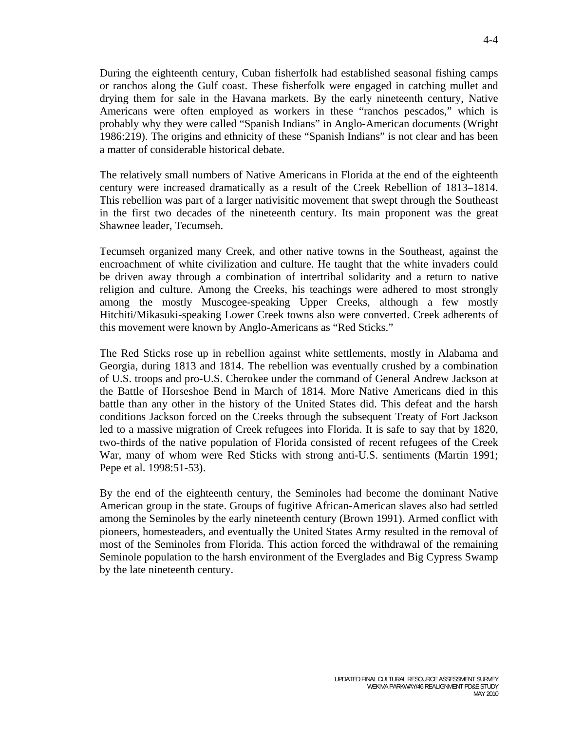During the eighteenth century, Cuban fisherfolk had established seasonal fishing camps or ranchos along the Gulf coast. These fisherfolk were engaged in catching mullet and drying them for sale in the Havana markets. By the early nineteenth century, Native Americans were often employed as workers in these "ranchos pescados," which is probably why they were called "Spanish Indians" in Anglo-American documents (Wright 1986:219). The origins and ethnicity of these "Spanish Indians" is not clear and has been a matter of considerable historical debate.

The relatively small numbers of Native Americans in Florida at the end of the eighteenth century were increased dramatically as a result of the Creek Rebellion of 1813–1814. This rebellion was part of a larger nativisitic movement that swept through the Southeast in the first two decades of the nineteenth century. Its main proponent was the great Shawnee leader, Tecumseh.

Tecumseh organized many Creek, and other native towns in the Southeast, against the encroachment of white civilization and culture. He taught that the white invaders could be driven away through a combination of intertribal solidarity and a return to native religion and culture. Among the Creeks, his teachings were adhered to most strongly among the mostly Muscogee-speaking Upper Creeks, although a few mostly Hitchiti/Mikasuki-speaking Lower Creek towns also were converted. Creek adherents of this movement were known by Anglo-Americans as "Red Sticks."

The Red Sticks rose up in rebellion against white settlements, mostly in Alabama and Georgia, during 1813 and 1814. The rebellion was eventually crushed by a combination of U.S. troops and pro-U.S. Cherokee under the command of General Andrew Jackson at the Battle of Horseshoe Bend in March of 1814. More Native Americans died in this battle than any other in the history of the United States did. This defeat and the harsh conditions Jackson forced on the Creeks through the subsequent Treaty of Fort Jackson led to a massive migration of Creek refugees into Florida. It is safe to say that by 1820, two-thirds of the native population of Florida consisted of recent refugees of the Creek War, many of whom were Red Sticks with strong anti-U.S. sentiments (Martin 1991; Pepe et al. 1998:51-53).

By the end of the eighteenth century, the Seminoles had become the dominant Native American group in the state. Groups of fugitive African-American slaves also had settled among the Seminoles by the early nineteenth century (Brown 1991). Armed conflict with pioneers, homesteaders, and eventually the United States Army resulted in the removal of most of the Seminoles from Florida. This action forced the withdrawal of the remaining Seminole population to the harsh environment of the Everglades and Big Cypress Swamp by the late nineteenth century.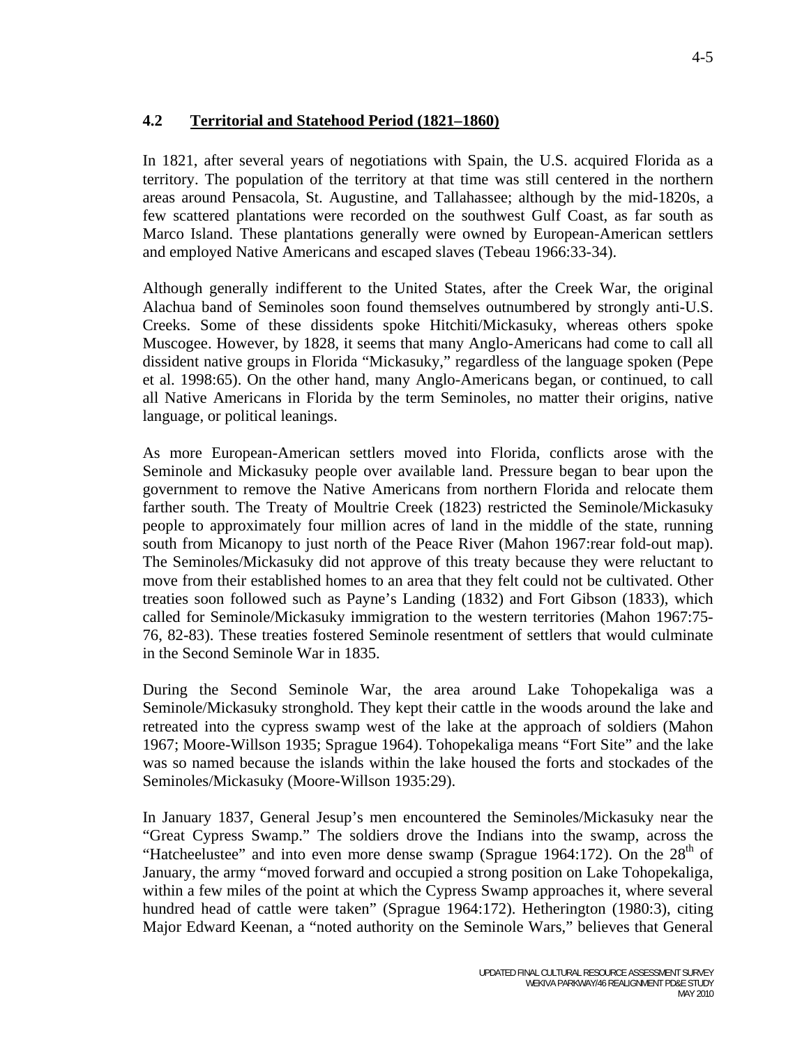## 4.2 Territorial and Statehood Period (1821–1860)

In 1821, after several years of negotiations with Spain, the U.S. acquired Florida as a territory. The population of the territory at that time was still centered in the northern areas around Pensacola, St. Augustine, and Tallahassee; although by the mid-1820s, a few scattered plantations were recorded on the southwest Gulf Coast, as far south as Marco Island. These plantations generally were owned by European-American settlers and employed Native Americans and escaped slaves (Tebeau 1966:33-34).

Although generally indifferent to the United States, after the Creek War, the original Alachua band of Seminoles soon found themselves outnumbered by strongly anti-U.S. Creeks. Some of these dissidents spoke Hitchiti/Mickasuky, whereas others spoke Muscogee. However, by 1828, it seems that many Anglo-Americans had come to call all dissident native groups in Florida "Mickasuky," regardless of the language spoken (Pepe et al. 1998:65). On the other hand, many Anglo-Americans began, or continued, to call all Native Americans in Florida by the term Seminoles, no matter their origins, native language, or political leanings.

As more European-American settlers moved into Florida, conflicts arose with the Seminole and Mickasuky people over available land. Pressure began to bear upon the government to remove the Native Americans from northern Florida and relocate them farther south. The Treaty of Moultrie Creek (1823) restricted the Seminole/Mickasuky people to approximately four million acres of land in the middle of the state, running south from Micanopy to just north of the Peace River (Mahon 1967:rear fold-out map). The Seminoles/Mickasuky did not approve of this treaty because they were reluctant to move from their established homes to an area that they felt could not be cultivated. Other treaties soon followed such as Payne's Landing (1832) and Fort Gibson (1833), which called for Seminole/Mickasuky immigration to the western territories (Mahon 1967:75-76, 82-83). These treaties fostered Seminole resentment of settlers that would culminate in the Second Seminole War in 1835.

During the Second Seminole War, the area around Lake Tohopekaliga was a Seminole/Mickasuky stronghold. They kept their cattle in the woods around the lake and retreated into the cypress swamp west of the lake at the approach of soldiers (Mahon 1967; Moore-Willson 1935; Sprague 1964). Tohopekaliga means "Fort Site" and the lake was so named because the islands within the lake housed the forts and stockades of the Seminoles/Mickasuky (Moore-Willson 1935:29).

In January 1837, General Jesup's men encountered the Seminoles/Mickasuky near the "Great Cypress Swamp." The soldiers drove the Indians into the swamp, across the "Hatcheelustee" and into even more dense swamp (Sprague 1964:172). On the 28th of January, the army "moved forward and occupied a strong position on Lake Tohopekaliga, within a few miles of the point at which the Cypress Swamp approaches it, where several hundred head of cattle were taken" (Sprague 1964:172). Hetherington (1980:3), citing Major Edward Keenan, a "noted authority on the Seminole Wars," believes that General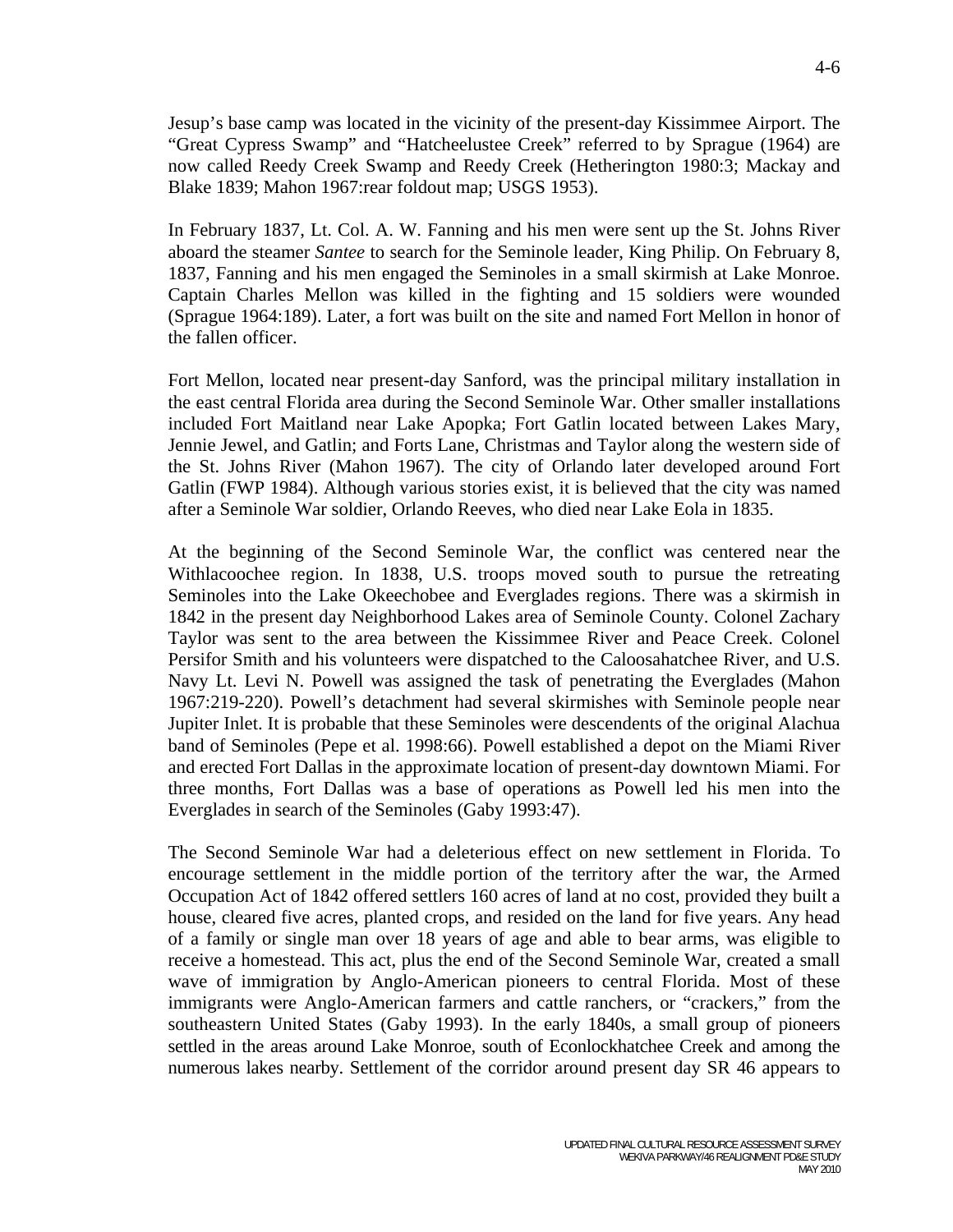Jesup's base camp was located in the vicinity of the present-day Kissimmee Airport. The "Great Cypress Swamp" and "Hatcheelustee Creek" referred to by Sprague (1964) are now called Reedy Creek Swamp and Reedy Creek (Hetherington 1980:3; Mackay and Blake 1839; Mahon 1967:rear foldout map; USGS 1953).

In February 1837, Lt. Col. A. W. Fanning and his men were sent up the St. Johns River aboard the steamer *Santee* to search for the Seminole leader, King Philip. On February 8, 1837, Fanning and his men engaged the Seminoles in a small skirmish at Lake Monroe. Captain Charles Mellon was killed in the fighting and 15 soldiers were wounded (Sprague 1964:189). Later, a fort was built on the site and named Fort Mellon in honor of the fallen officer.

Fort Mellon, located near present-day Sanford, was the principal military installation in the east central Florida area during the Second Seminole War. Other smaller installations included Fort Maitland near Lake Apopka; Fort Gatlin located between Lakes Mary, Jennie Jewel, and Gatlin; and Forts Lane, Christmas and Taylor along the western side of the St. Johns River (Mahon 1967). The city of Orlando later developed around Fort Gatlin (FWP 1984). Although various stories exist, it is believed that the city was named after a Seminole War soldier, Orlando Reeves, who died near Lake Eola in 1835.

At the beginning of the Second Seminole War, the conflict was centered near the Withlacoochee region. In 1838, U.S. troops moved south to pursue the retreating Seminoles into the Lake Okeechobee and Everglades regions. There was a skirmish in 1842 in the present day Neighborhood Lakes area of Seminole County. Colonel Zachary Taylor was sent to the area between the Kissimmee River and Peace Creek. Colonel Persifor Smith and his volunteers were dispatched to the Caloosahatchee River, and U.S. Navy Lt. Levi N. Powell was assigned the task of penetrating the Everglades (Mahon 1967:219-220). Powell's detachment had several skirmishes with Seminole people near Jupiter Inlet. It is probable that these Seminoles were descendents of the original Alachua band of Seminoles (Pepe et al. 1998:66). Powell established a depot on the Miami River and erected Fort Dallas in the approximate location of present-day downtown Miami. For three months, Fort Dallas was a base of operations as Powell led his men into the Everglades in search of the Seminoles (Gaby 1993:47).

The Second Seminole War had a deleterious effect on new settlement in Florida. To encourage settlement in the middle portion of the territory after the war, the Armed Occupation Act of 1842 offered settlers 160 acres of land at no cost, provided they built a house, cleared five acres, planted crops, and resided on the land for five years. Any head of a family or single man over 18 years of age and able to bear arms, was eligible to receive a homestead. This act, plus the end of the Second Seminole War, created a small wave of immigration by Anglo-American pioneers to central Florida. Most of these immigrants were Anglo-American farmers and cattle ranchers, or "crackers," from the southeastern United States (Gaby 1993). In the early 1840s, a small group of pioneers settled in the areas around Lake Monroe, south of Econlockhatchee Creek and among the numerous lakes nearby. Settlement of the corridor around present day SR 46 appears to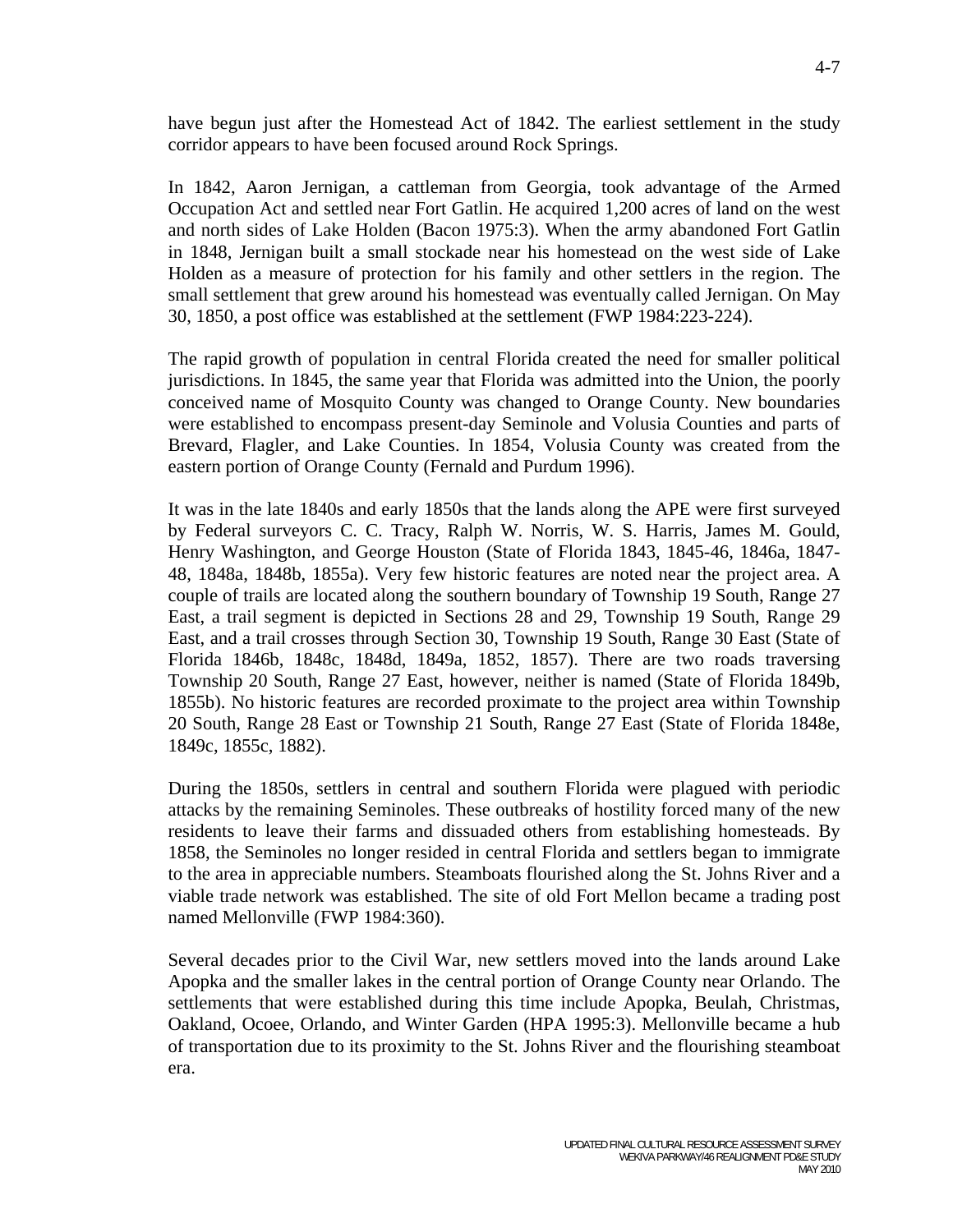have begun just after the Homestead Act of 1842. The earliest settlement in the study corridor appears to have been focused around Rock Springs.

In 1842, Aaron Jernigan, a cattleman from Georgia, took advantage of the Armed Occupation Act and settled near Fort Gatlin. He acquired 1,200 acres of land on the west and north sides of Lake Holden (Bacon 1975:3). When the army abandoned Fort Gatlin in 1848, Jernigan built a small stockade near his homestead on the west side of Lake Holden as a measure of protection for his family and other settlers in the region. The small settlement that grew around his homestead was eventually called Jernigan. On May 30, 1850, a post office was established at the settlement (FWP 1984:223-224).

The rapid growth of population in central Florida created the need for smaller political jurisdictions. In 1845, the same year that Florida was admitted into the Union, the poorly conceived name of Mosquito County was changed to Orange County. New boundaries were established to encompass present-day Seminole and Volusia Counties and parts of Brevard, Flagler, and Lake Counties. In 1854, Volusia County was created from the eastern portion of Orange County (Fernald and Purdum 1996).

It was in the late 1840s and early 1850s that the lands along the APE were first surveyed by Federal surveyors C. C. Tracy, Ralph W. Norris, W. S. Harris, James M. Gould, Henry Washington, and George Houston (State of Florida 1843, 1845-46, 1846a, 1847-48, 1848a, 1848b, 1855a). Very few historic features are noted near the project area. A couple of trails are located along the southern boundary of Township 19 South, Range 27 East, a trail segment is depicted in Sections 28 and 29, Township 19 South, Range 29 East, and a trail crosses through Section 30, Township 19 South, Range 30 East (State of Florida 1846b, 1848c, 1848d, 1849a, 1852, 1857). There are two roads traversing Township 20 South, Range 27 East, however, neither is named (State of Florida 1849b, 1855b). No historic features are recorded proximate to the project area within Township 20 South, Range 28 East or Township 21 South, Range 27 East (State of Florida 1848e, 1849c, 1855c, 1882).

During the 1850s, settlers in central and southern Florida were plagued with periodic attacks by the remaining Seminoles. These outbreaks of hostility forced many of the new residents to leave their farms and dissuaded others from establishing homesteads. By 1858, the Seminoles no longer resided in central Florida and settlers began to immigrate to the area in appreciable numbers. Steamboats flourished along the St. Johns River and a viable trade network was established. The site of old Fort Mellon became a trading post named Mellonville (FWP 1984:360).

Several decades prior to the Civil War, new settlers moved into the lands around Lake Apopka and the smaller lakes in the central portion of Orange County near Orlando. The settlements that were established during this time include Apopka, Beulah, Christmas, Oakland, Ocoee, Orlando, and Winter Garden (HPA 1995:3). Mellonville became a hub of transportation due to its proximity to the St. Johns River and the flourishing steamboat era.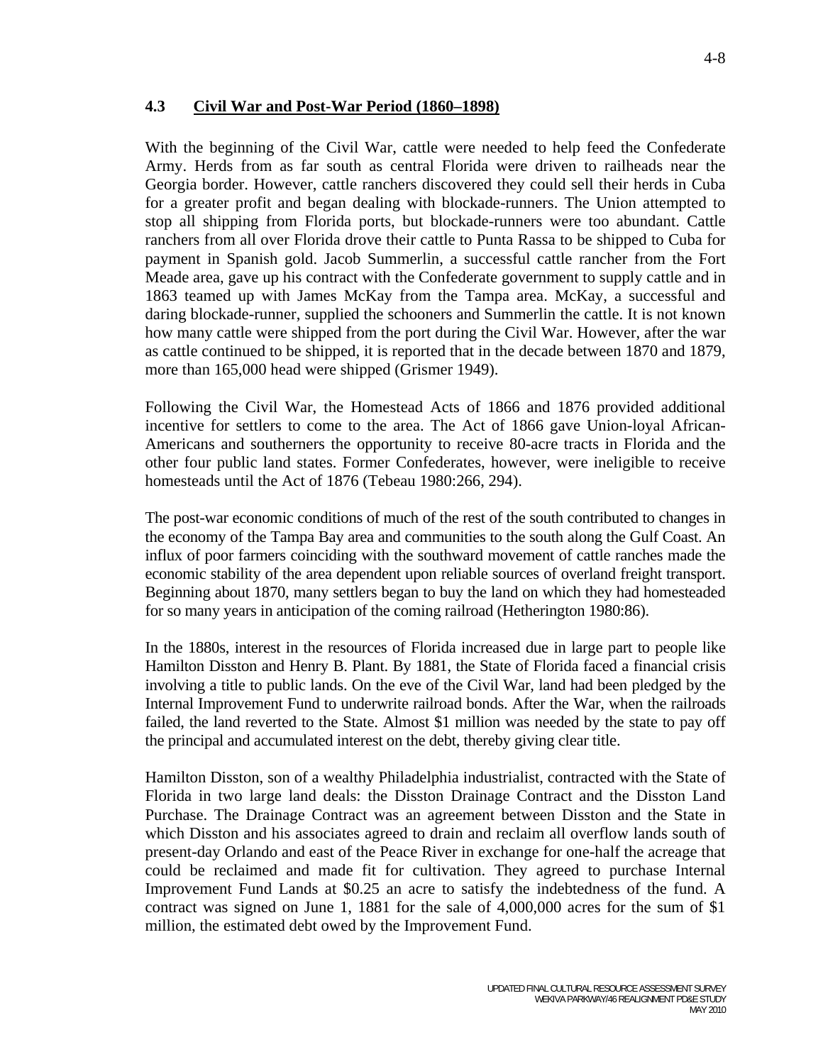## 4.3 Civil War and Post-War Period (1860–1898)

With the beginning of the Civil War, cattle were needed to help feed the Confederate Army. Herds from as far south as central Florida were driven to railheads near the Georgia border. However, cattle ranchers discovered they could sell their herds in Cuba for a greater profit and began dealing with blockade-runners. The Union attempted to stop all shipping from Florida ports, but blockade-runners were too abundant. Cattle ranchers from all over Florida drove their cattle to Punta Rassa to be shipped to Cuba for payment in Spanish gold. Jacob Summerlin, a successful cattle rancher from the Fort Meade area, gave up his contract with the Confederate government to supply cattle and in 1863 teamed up with James McKay from the Tampa area. McKay, a successful and daring blockade-runner, supplied the schooners and Summerlin the cattle. It is not known how many cattle were shipped from the port during the Civil War. However, after the war as cattle continued to be shipped, it is reported that in the decade between 1870 and 1879, more than 165,000 head were shipped (Grismer 1949).

Following the Civil War, the Homestead Acts of 1866 and 1876 provided additional incentive for settlers to come to the area. The Act of 1866 gave Union-loyal African-Americans and southerners the opportunity to receive 80-acre tracts in Florida and the other four public land states. Former Confederates, however, were ineligible to receive homesteads until the Act of 1876 (Tebeau 1980:266, 294).

The post-war economic conditions of much of the rest of the south contributed to changes in the economy of the Tampa Bay area and communities to the south along the Gulf Coast. An influx of poor farmers coinciding with the southward movement of cattle ranches made the economic stability of the area dependent upon reliable sources of overland freight transport. Beginning about 1870, many settlers began to buy the land on which they had homesteaded for so many years in anticipation of the coming railroad (Hetherington 1980:86).

In the 1880s, interest in the resources of Florida increased due in large part to people like Hamilton Disston and Henry B. Plant. By 1881, the State of Florida faced a financial crisis involving a title to public lands. On the eve of the Civil War, land had been pledged by the Internal Improvement Fund to underwrite railroad bonds. After the War, when the railroads failed, the land reverted to the State. Almost $1 million was needed by the state to pay off the principal and accumulated interest on the debt, thereby giving clear title.

Hamilton Disston, son of a wealthy Philadelphia industrialist, contracted with the State of Florida in two large land deals: the Disston Drainage Contract and the Disston Land Purchase. The Drainage Contract was an agreement between Disston and the State in which Disston and his associates agreed to drain and reclaim all overflow lands south of present-day Orlando and east of the Peace River in exchange for one-half the acreage that could be reclaimed and made fit for cultivation. They agreed to purchase Internal Improvement Fund Lands at $0.25 an acre to satisfy the indebtedness of the fund. A contract was signed on June 1, 1881 for the sale of 4,000,000 acres for the sum of $1 million, the estimated debt owed by the Improvement Fund.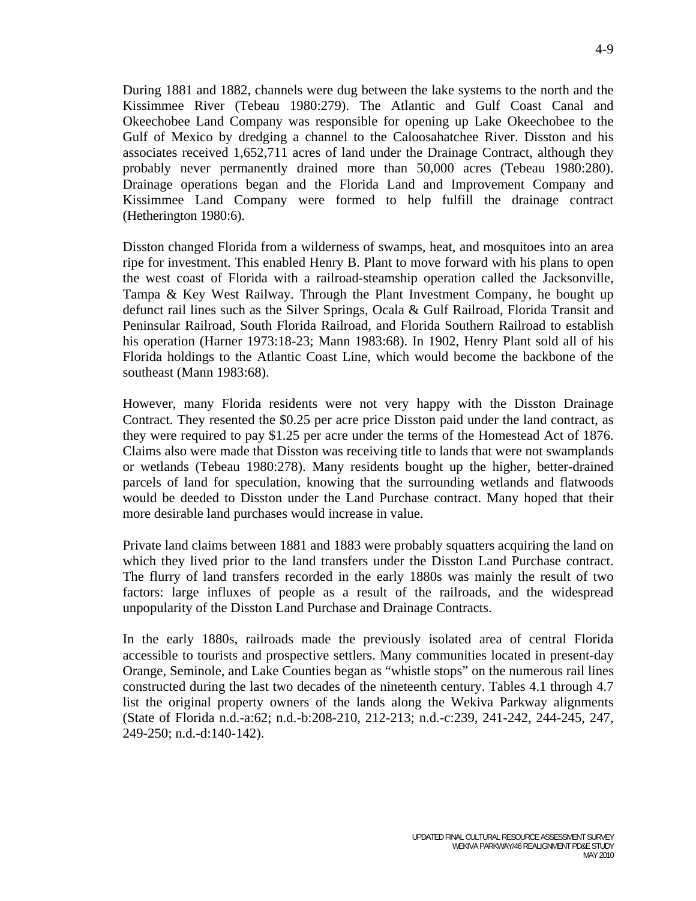During 1881 and 1882, channels were dug between the lake systems to the north and the Kissimmee River (Tebeau 1980:279). The Atlantic and Gulf Coast Canal and Okeechobee Land Company was responsible for opening up Lake Okeechobee to the Gulf of Mexico by dredging a channel to the Caloosahatchee River. Disston and his associates received 1,652,711 acres of land under the Drainage Contract, although they probably never permanently drained more than 50,000 acres (Tebeau 1980:280). Drainage operations began and the Florida Land and Improvement Company and Kissimmee Land Company were formed to help fulfill the drainage contract (Hetherington 1980:6).

Disston changed Florida from a wilderness of swamps, heat, and mosquitoes into an area ripe for investment. This enabled Henry B. Plant to move forward with his plans to open the west coast of Florida with a railroad-steamship operation called the Jacksonville, Tampa & Key West Railway. Through the Plant Investment Company, he bought up defunct rail lines such as the Silver Springs, Ocala & Gulf Railroad, Florida Transit and Peninsular Railroad, South Florida Railroad, and Florida Southern Railroad to establish his operation (Harner 1973:18-23; Mann 1983:68). In 1902, Henry Plant sold all of his Florida holdings to the Atlantic Coast Line, which would become the backbone of the southeast (Mann 1983:68).

However, many Florida residents were not very happy with the Disston Drainage Contract. They resented the $0.25 per acre price Disston paid under the land contract, as they were required to pay $1.25 per acre under the terms of the Homestead Act of 1876. Claims also were made that Disston was receiving title to lands that were not swamplands or wetlands (Tebeau 1980:278). Many residents bought up the higher, better-drained parcels of land for speculation, knowing that the surrounding wetlands and flatwoods would be deeded to Disston under the Land Purchase contract. Many hoped that their more desirable land purchases would increase in value.

Private land claims between 1881 and 1883 were probably squatters acquiring the land on which they lived prior to the land transfers under the Disston Land Purchase contract. The flurry of land transfers recorded in the early 1880s was mainly the result of two factors: large influxes of people as a result of the railroads, and the widespread unpopularity of the Disston Land Purchase and Drainage Contracts.

In the early 1880s, railroads made the previously isolated area of central Florida accessible to tourists and prospective settlers. Many communities located in present-day Orange, Seminole, and Lake Counties began as "whistle stops" on the numerous rail lines constructed during the last two decades of the nineteenth century. Tables 4.1 through 4.7 list the original property owners of the lands along the Wekiva Parkway alignments (State of Florida n.d.-a:62; n.d.-b:208-210, 212-213; n.d.-c:239, 241-242, 244-245, 247, 249-250; n.d.-d:140-142).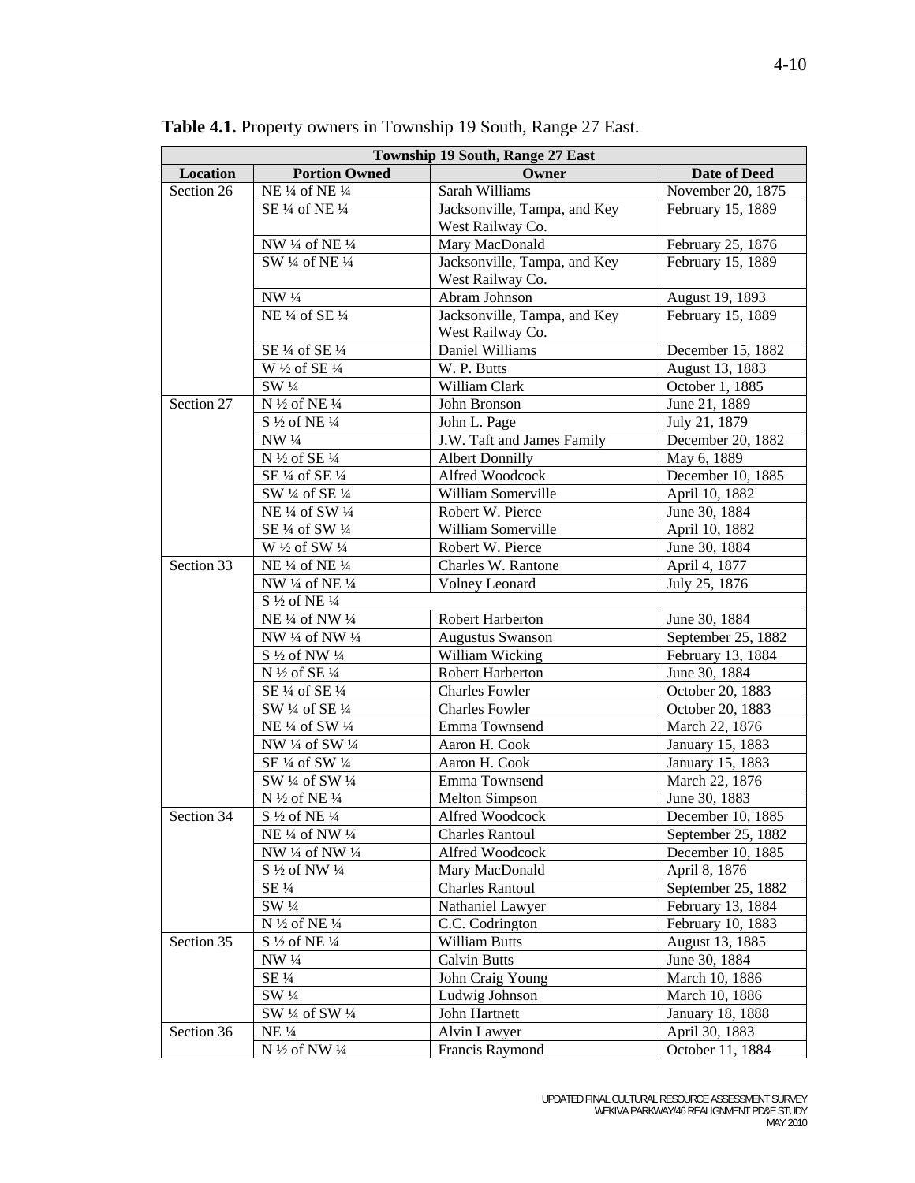**Table 4.1.** Property owners in Township 19 South, Range 27 East.

| Township 19 South, Range 27 East | | | |
|---|---|---|---|
| **Location** | **Portion Owned** | **Owner** | **Date of Deed** |
| Section 26 | NE ¼ of NE ¼ | Sarah Williams | November 20, 1875 |
| | SE ¼ of NE ¼ | Jacksonville, Tampa, and Key West Railway Co. | February 15, 1889 |
| | NW ¼ of NE ¼ | Mary MacDonald | February 25, 1876 |
| | SW ¼ of NE ¼ | Jacksonville, Tampa, and Key West Railway Co. | February 15, 1889 |
| | NW ¼ | Abram Johnson | August 19, 1893 |
| | NE ¼ of SE ¼ | Jacksonville, Tampa, and Key West Railway Co. | February 15, 1889 |
| | SE ¼ of SE ¼ | Daniel Williams | December 15, 1882 |
| | W ½ of SE ¼ | W. P. Butts | August 13, 1883 |
| | SW ¼ | William Clark | October 1, 1885 |
| Section 27 | N ½ of NE ¼ | John Bronson | June 21, 1889 |
| | S ½ of NE ¼ | John L. Page | July 21, 1879 |
| | NW ¼ | J.W. Taft and James Family | December 20, 1882 |
| | N ½ of SE ¼ | Albert Donnilly | May 6, 1889 |
| | SE ¼ of SE ¼ | Alfred Woodcock | December 10, 1885 |
| | SW ¼ of SE ¼ | William Somerville | April 10, 1882 |
| | NE ¼ of SW ¼ | Robert W. Pierce | June 30, 1884 |
| | SE ¼ of SW ¼ | William Somerville | April 10, 1882 |
| | W ½ of SW ¼ | Robert W. Pierce | June 30, 1884 |
| Section 33 | NE ¼ of NE ¼ | Charles W. Rantone | April 4, 1877 |
| | NW ¼ of NE ¼ | Volney Leonard | July 25, 1876 |
| | S ½ of NE ¼ | | |
| | NE ¼ of NW ¼ | Robert Harberton | June 30, 1884 |
| | NW ¼ of NW ¼ | Augustus Swanson | September 25, 1882 |
| | S ½ of NW ¼ | William Wicking | February 13, 1884 |
| | N ½ of SE ¼ | Robert Harberton | June 30, 1884 |
| | SE ¼ of SE ¼ | Charles Fowler | October 20, 1883 |
| | SW ¼ of SE ¼ | Charles Fowler | October 20, 1883 |
| | NE ¼ of SW ¼ | Emma Townsend | March 22, 1876 |
| | NW ¼ of SW ¼ | Aaron H. Cook | January 15, 1883 |
| | SE ¼ of SW ¼ | Aaron H. Cook | January 15, 1883 |
| | SW ¼ of SW ¼ | Emma Townsend | March 22, 1876 |
| | N ½ of NE ¼ | Melton Simpson | June 30, 1883 |
| Section 34 | S ½ of NE ¼ | Alfred Woodcock | December 10, 1885 |
| | NE ¼ of NW ¼ | Charles Rantoul | September 25, 1882 |
| | NW ¼ of NW ¼ | Alfred Woodcock | December 10, 1885 |
| | S ½ of NW ¼ | Mary MacDonald | April 8, 1876 |
| | SE ¼ | Charles Rantoul | September 25, 1882 |
| | SW ¼ | Nathaniel Lawyer | February 13, 1884 |
| | N ½ of NE ¼ | C.C. Codrington | February 10, 1883 |
| Section 35 | S ½ of NE ¼ | William Butts | August 13, 1885 |
| | NW ¼ | Calvin Butts | June 30, 1884 |
| | SE ¼ | John Craig Young | March 10, 1886 |
| | SW ¼ | Ludwig Johnson | March 10, 1886 |
| | SW ¼ of SW ¼ | John Hartnett | January 18, 1888 |
| Section 36 | NE ¼ | Alvin Lawyer | April 30, 1883 |
| | N ½ of NW ¼ | Francis Raymond | October 11, 1884 |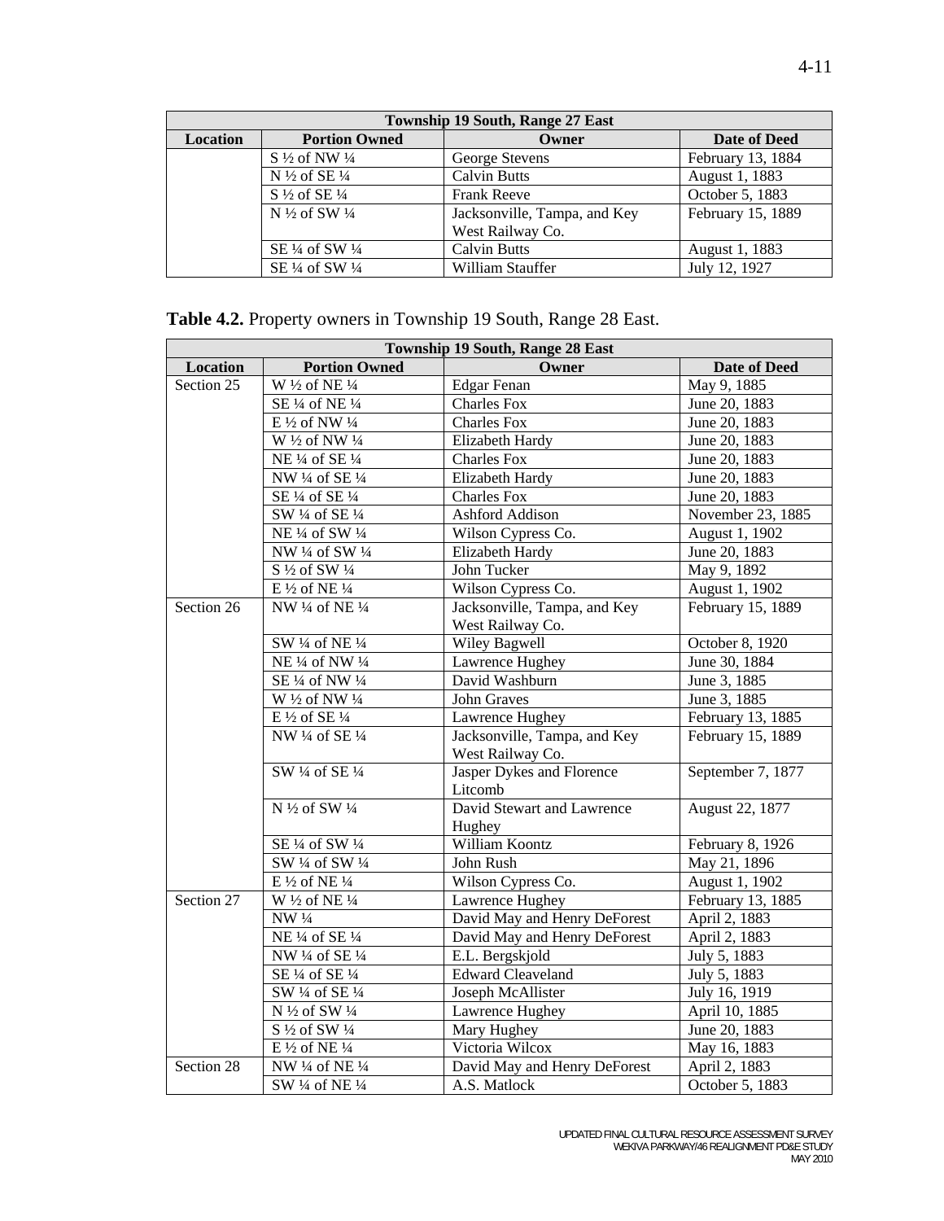| Township 19 South, Range 27 East | | | |
|---|---|---|---|
| Location | Portion Owned | Owner | Date of Deed |
| | S ½ of NW ¼ | George Stevens | February 13, 1884 |
| | N ½ of SE ¼ | Calvin Butts | August 1, 1883 |
| | S ½ of SE ¼ | Frank Reeve | October 5, 1883 |
| | N ½ of SW ¼ | Jacksonville, Tampa, and Key West Railway Co. | February 15, 1889 |
| | SE ¼ of SW ¼ | Calvin Butts | August 1, 1883 |
| | SE ¼ of SW ¼ | William Stauffer | July 12, 1927 |

**Table 4.2.** Property owners in Township 19 South, Range 28 East.

| Township 19 South, Range 28 East | | | |
|---|---|---|---|
| Location | Portion Owned | Owner | Date of Deed |
| Section 25 | W ½ of NE ¼ | Edgar Fenan | May 9, 1885 |
| | SE ¼ of NE ¼ | Charles Fox | June 20, 1883 |
| | E ½ of NW ¼ | Charles Fox | June 20, 1883 |
| | W ½ of NW ¼ | Elizabeth Hardy | June 20, 1883 |
| | NE ¼ of SE ¼ | Charles Fox | June 20, 1883 |
| | NW ¼ of SE ¼ | Elizabeth Hardy | June 20, 1883 |
| | SE ¼ of SE ¼ | Charles Fox | June 20, 1883 |
| | SW ¼ of SE ¼ | Ashford Addison | November 23, 1885 |
| | NE ¼ of SW ¼ | Wilson Cypress Co. | August 1, 1902 |
| | NW ¼ of SW ¼ | Elizabeth Hardy | June 20, 1883 |
| | S ½ of SW ¼ | John Tucker | May 9, 1892 |
| | E ½ of NE ¼ | Wilson Cypress Co. | August 1, 1902 |
| Section 26 | NW ¼ of NE ¼ | Jacksonville, Tampa, and Key West Railway Co. | February 15, 1889 |
| | SW ¼ of NE ¼ | Wiley Bagwell | October 8, 1920 |
| | NE ¼ of NW ¼ | Lawrence Hughey | June 30, 1884 |
| | SE ¼ of NW ¼ | David Washburn | June 3, 1885 |
| | W ½ of NW ¼ | John Graves | June 3, 1885 |
| | E ½ of SE ¼ | Lawrence Hughey | February 13, 1885 |
| | NW ¼ of SE ¼ | Jacksonville, Tampa, and Key West Railway Co. | February 15, 1889 |
| | SW ¼ of SE ¼ | Jasper Dykes and Florence Litcomb | September 7, 1877 |
| | N ½ of SW ¼ | David Stewart and Lawrence Hughey | August 22, 1877 |
| | SE ¼ of SW ¼ | William Koontz | February 8, 1926 |
| | SW ¼ of SW ¼ | John Rush | May 21, 1896 |
| | E ½ of NE ¼ | Wilson Cypress Co. | August 1, 1902 |
| Section 27 | W ½ of NE ¼ | Lawrence Hughey | February 13, 1885 |
| | NW ¼ | David May and Henry DeForest | April 2, 1883 |
| | NE ¼ of SE ¼ | David May and Henry DeForest | April 2, 1883 |
| | NW ¼ of SE ¼ | E.L. Bergskjold | July 5, 1883 |
| | SE ¼ of SE ¼ | Edward Cleaveland | July 5, 1883 |
| | SW ¼ of SE ¼ | Joseph McAllister | July 16, 1919 |
| | N ½ of SW ¼ | Lawrence Hughey | April 10, 1885 |
| | S ½ of SW ¼ | Mary Hughey | June 20, 1883 |
| | E ½ of NE ¼ | Victoria Wilcox | May 16, 1883 |
| Section 28 | NW ¼ of NE ¼ | David May and Henry DeForest | April 2, 1883 |
| | SW ¼ of NE ¼ | A.S. Matlock | October 5, 1883 |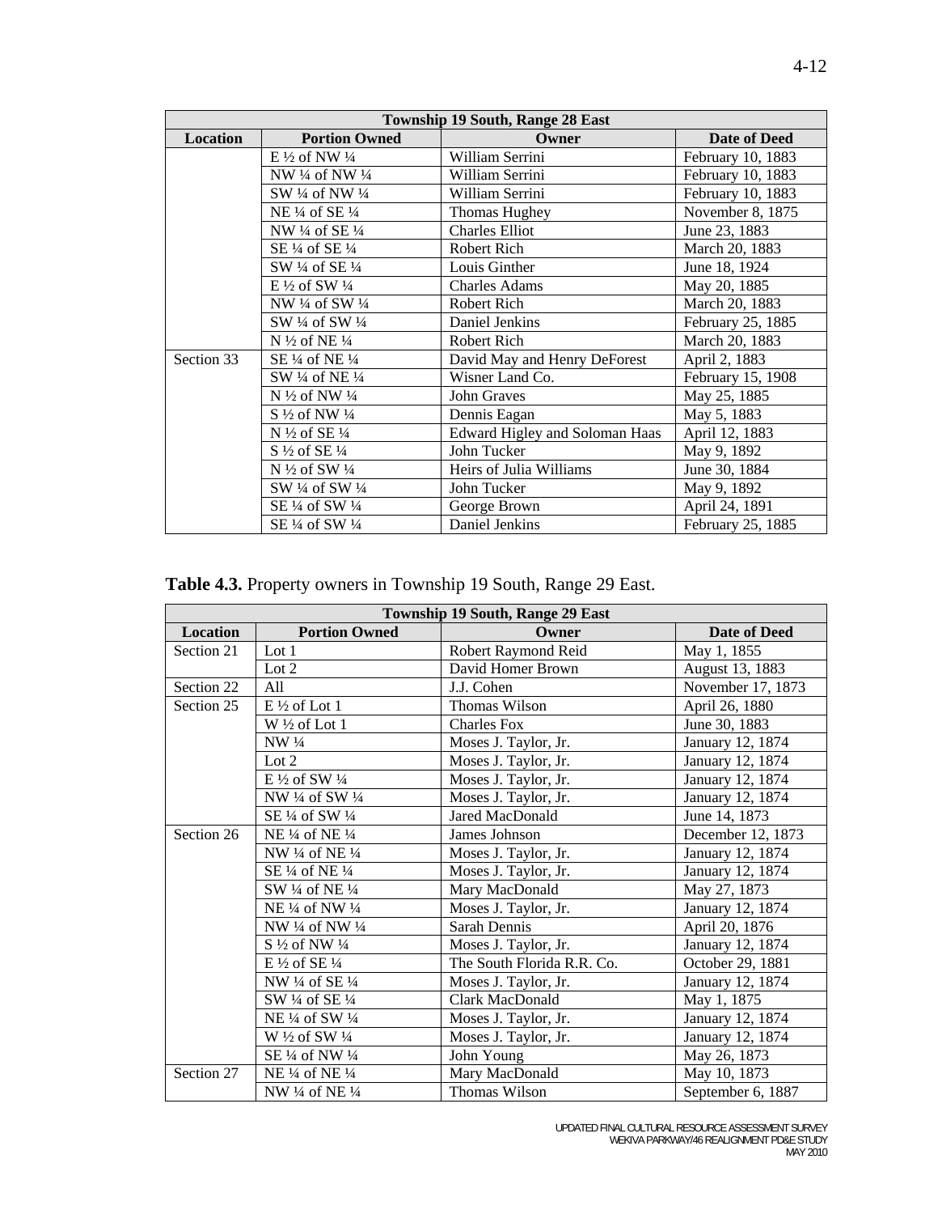| Township 19 South, Range 28 East | | | |
|---|---|---|---|
| **Location** | **Portion Owned** | **Owner** | **Date of Deed** |
| | E ½ of NW ¼ | William Serrini | February 10, 1883 |
| | NW ¼ of NW ¼ | William Serrini | February 10, 1883 |
| | SW ¼ of NW ¼ | William Serrini | February 10, 1883 |
| | NE ¼ of SE ¼ | Thomas Hughey | November 8, 1875 |
| | NW ¼ of SE ¼ | Charles Elliot | June 23, 1883 |
| | SE ¼ of SE ¼ | Robert Rich | March 20, 1883 |
| | SW ¼ of SE ¼ | Louis Ginther | June 18, 1924 |
| | E ½ of SW ¼ | Charles Adams | May 20, 1885 |
| | NW ¼ of SW ¼ | Robert Rich | March 20, 1883 |
| | SW ¼ of SW ¼ | Daniel Jenkins | February 25, 1885 |
| | N ½ of NE ¼ | Robert Rich | March 20, 1883 |
| Section 33 | SE ¼ of NE ¼ | David May and Henry DeForest | April 2, 1883 |
| | SW ¼ of NE ¼ | Wisner Land Co. | February 15, 1908 |
| | N ½ of NW ¼ | John Graves | May 25, 1885 |
| | S ½ of NW ¼ | Dennis Eagan | May 5, 1883 |
| | N ½ of SE ¼ | Edward Higley and Soloman Haas | April 12, 1883 |
| | S ½ of SE ¼ | John Tucker | May 9, 1892 |
| | N ½ of SW ¼ | Heirs of Julia Williams | June 30, 1884 |
| | SW ¼ of SW ¼ | John Tucker | May 9, 1892 |
| | SE ¼ of SW ¼ | George Brown | April 24, 1891 |
| | SE ¼ of SW ¼ | Daniel Jenkins | February 25, 1885 |

**Table 4.3.** Property owners in Township 19 South, Range 29 East.

| Township 19 South, Range 29 East | | | |
|---|---|---|---|
| **Location** | **Portion Owned** | **Owner** | **Date of Deed** |
| Section 21 | Lot 1 | Robert Raymond Reid | May 1, 1855 |
| | Lot 2 | David Homer Brown | August 13, 1883 |
| Section 22 | All | J.J. Cohen | November 17, 1873 |
| Section 25 | E ½ of Lot 1 | Thomas Wilson | April 26, 1880 |
| | W ½ of Lot 1 | Charles Fox | June 30, 1883 |
| | NW ¼ | Moses J. Taylor, Jr. | January 12, 1874 |
| | Lot 2 | Moses J. Taylor, Jr. | January 12, 1874 |
| | E ½ of SW ¼ | Moses J. Taylor, Jr. | January 12, 1874 |
| | NW ¼ of SW ¼ | Moses J. Taylor, Jr. | January 12, 1874 |
| | SE ¼ of SW ¼ | Jared MacDonald | June 14, 1873 |
| Section 26 | NE ¼ of NE ¼ | James Johnson | December 12, 1873 |
| | NW ¼ of NE ¼ | Moses J. Taylor, Jr. | January 12, 1874 |
| | SE ¼ of NE ¼ | Moses J. Taylor, Jr. | January 12, 1874 |
| | SW ¼ of NE ¼ | Mary MacDonald | May 27, 1873 |
| | NE ¼ of NW ¼ | Moses J. Taylor, Jr. | January 12, 1874 |
| | NW ¼ of NW ¼ | Sarah Dennis | April 20, 1876 |
| | S ½ of NW ¼ | Moses J. Taylor, Jr. | January 12, 1874 |
| | E ½ of SE ¼ | The South Florida R.R. Co. | October 29, 1881 |
| | NW ¼ of SE ¼ | Moses J. Taylor, Jr. | January 12, 1874 |
| | SW ¼ of SE ¼ | Clark MacDonald | May 1, 1875 |
| | NE ¼ of SW ¼ | Moses J. Taylor, Jr. | January 12, 1874 |
| | W ½ of SW ¼ | Moses J. Taylor, Jr. | January 12, 1874 |
| | SE ¼ of NW ¼ | John Young | May 26, 1873 |
| Section 27 | NE ¼ of NE ¼ | Mary MacDonald | May 10, 1873 |
| | NW ¼ of NE ¼ | Thomas Wilson | September 6, 1887 |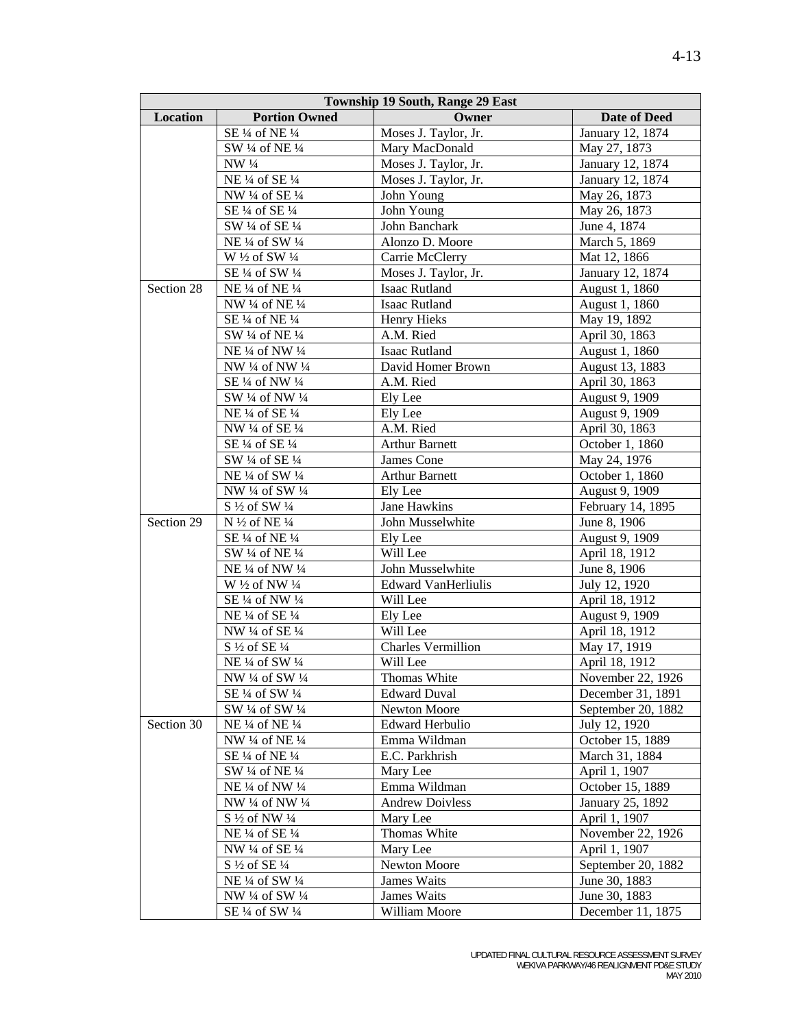| Township 19 South, Range 29 East | | | |
|---|---|---|---|
| Location | Portion Owned | Owner | Date of Deed |
| | SE ¼ of NE ¼ | Moses J. Taylor, Jr. | January 12, 1874 |
| | SW ¼ of NE ¼ | Mary MacDonald | May 27, 1873 |
| | NW ¼ | Moses J. Taylor, Jr. | January 12, 1874 |
| | NE ¼ of SE ¼ | Moses J. Taylor, Jr. | January 12, 1874 |
| | NW ¼ of SE ¼ | John Young | May 26, 1873 |
| | SE ¼ of SE ¼ | John Young | May 26, 1873 |
| | SW ¼ of SE ¼ | John Banchark | June 4, 1874 |
| | NE ¼ of SW ¼ | Alonzo D. Moore | March 5, 1869 |
| | W ½ of SW ¼ | Carrie McClerry | Mat 12, 1866 |
| | SE ¼ of SW ¼ | Moses J. Taylor, Jr. | January 12, 1874 |
| Section 28 | NE ¼ of NE ¼ | Isaac Rutland | August 1, 1860 |
| | NW ¼ of NE ¼ | Isaac Rutland | August 1, 1860 |
| | SE ¼ of NE ¼ | Henry Hieks | May 19, 1892 |
| | SW ¼ of NE ¼ | A.M. Ried | April 30, 1863 |
| | NE ¼ of NW ¼ | Isaac Rutland | August 1, 1860 |
| | NW ¼ of NW ¼ | David Homer Brown | August 13, 1883 |
| | SE ¼ of NW ¼ | A.M. Ried | April 30, 1863 |
| | SW ¼ of NW ¼ | Ely Lee | August 9, 1909 |
| | NE ¼ of SE ¼ | Ely Lee | August 9, 1909 |
| | NW ¼ of SE ¼ | A.M. Ried | April 30, 1863 |
| | SE ¼ of SE ¼ | Arthur Barnett | October 1, 1860 |
| | SW ¼ of SE ¼ | James Cone | May 24, 1976 |
| | NE ¼ of SW ¼ | Arthur Barnett | October 1, 1860 |
| | NW ¼ of SW ¼ | Ely Lee | August 9, 1909 |
| | S ½ of SW ¼ | Jane Hawkins | February 14, 1895 |
| Section 29 | N ½ of NE ¼ | John Musselwhite | June 8, 1906 |
| | SE ¼ of NE ¼ | Ely Lee | August 9, 1909 |
| | SW ¼ of NE ¼ | Will Lee | April 18, 1912 |
| | NE ¼ of NW ¼ | John Musselwhite | June 8, 1906 |
| | W ½ of NW ¼ | Edward VanHerliulis | July 12, 1920 |
| | SE ¼ of NW ¼ | Will Lee | April 18, 1912 |
| | NE ¼ of SE ¼ | Ely Lee | August 9, 1909 |
| | NW ¼ of SE ¼ | Will Lee | April 18, 1912 |
| | S ½ of SE ¼ | Charles Vermillion | May 17, 1919 |
| | NE ¼ of SW ¼ | Will Lee | April 18, 1912 |
| | NW ¼ of SW ¼ | Thomas White | November 22, 1926 |
| | SE ¼ of SW ¼ | Edward Duval | December 31, 1891 |
| | SW ¼ of SW ¼ | Newton Moore | September 20, 1882 |
| Section 30 | NE ¼ of NE ¼ | Edward Herbulio | July 12, 1920 |
| | NW ¼ of NE ¼ | Emma Wildman | October 15, 1889 |
| | SE ¼ of NE ¼ | E.C. Parkhrish | March 31, 1884 |
| | SW ¼ of NE ¼ | Mary Lee | April 1, 1907 |
| | NE ¼ of NW ¼ | Emma Wildman | October 15, 1889 |
| | NW ¼ of NW ¼ | Andrew Doivless | January 25, 1892 |
| | S ½ of NW ¼ | Mary Lee | April 1, 1907 |
| | NE ¼ of SE ¼ | Thomas White | November 22, 1926 |
| | NW ¼ of SE ¼ | Mary Lee | April 1, 1907 |
| | S ½ of SE ¼ | Newton Moore | September 20, 1882 |
| | NE ¼ of SW ¼ | James Waits | June 30, 1883 |
| | NW ¼ of SW ¼ | James Waits | June 30, 1883 |
| | SE ¼ of SW ¼ | William Moore | December 11, 1875 |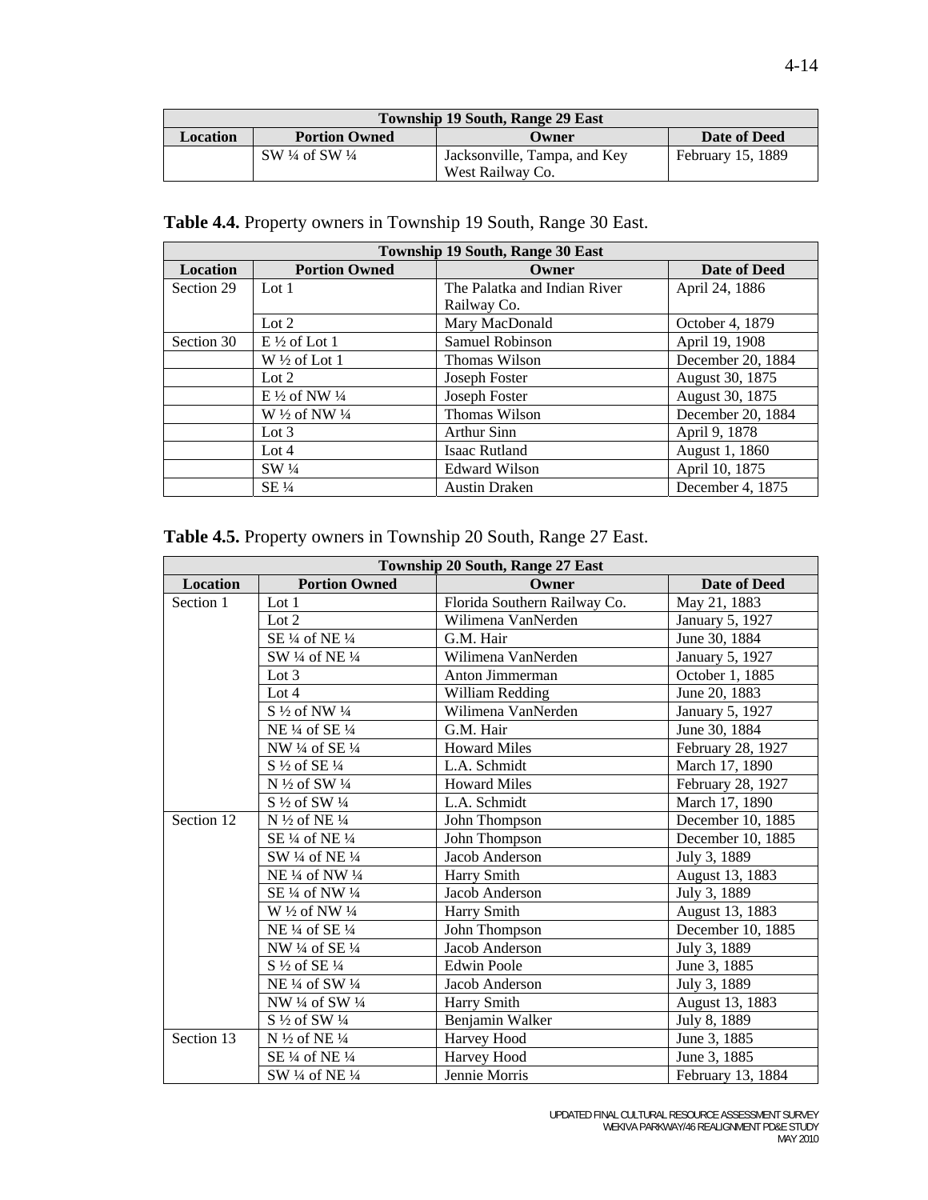| Township 19 South, Range 29 East | | | |
|---|---|---|---|
| Location | Portion Owned | Owner | Date of Deed |
| | SW ¼ of SW ¼ | Jacksonville, Tampa, and Key West Railway Co. | February 15, 1889 |

**Table 4.4.** Property owners in Township 19 South, Range 30 East.

| Township 19 South, Range 30 East | | | |
|---|---|---|---|
| Location | Portion Owned | Owner | Date of Deed |
| Section 29 | Lot 1 | The Palatka and Indian River Railway Co. | April 24, 1886 |
| | Lot 2 | Mary MacDonald | October 4, 1879 |
| Section 30 | E ½ of Lot 1 | Samuel Robinson | April 19, 1908 |
| | W ½ of Lot 1 | Thomas Wilson | December 20, 1884 |
| | Lot 2 | Joseph Foster | August 30, 1875 |
| | E ½ of NW ¼ | Joseph Foster | August 30, 1875 |
| | W ½ of NW ¼ | Thomas Wilson | December 20, 1884 |
| | Lot 3 | Arthur Sinn | April 9, 1878 |
| | Lot 4 | Isaac Rutland | August 1, 1860 |
| | SW ¼ | Edward Wilson | April 10, 1875 |
| | SE ¼ | Austin Draken | December 4, 1875 |

**Table 4.5.** Property owners in Township 20 South, Range 27 East.

| Township 20 South, Range 27 East | | | |
|---|---|---|---|
| Location | Portion Owned | Owner | Date of Deed |
| Section 1 | Lot 1 | Florida Southern Railway Co. | May 21, 1883 |
| | Lot 2 | Wilimena VanNerden | January 5, 1927 |
| | SE ¼ of NE ¼ | G.M. Hair | June 30, 1884 |
| | SW ¼ of NE ¼ | Wilimena VanNerden | January 5, 1927 |
| | Lot 3 | Anton Jimmerman | October 1, 1885 |
| | Lot 4 | William Redding | June 20, 1883 |
| | S ½ of NW ¼ | Wilimena VanNerden | January 5, 1927 |
| | NE ¼ of SE ¼ | G.M. Hair | June 30, 1884 |
| | NW ¼ of SE ¼ | Howard Miles | February 28, 1927 |
| | S ½ of SE ¼ | L.A. Schmidt | March 17, 1890 |
| | N ½ of SW ¼ | Howard Miles | February 28, 1927 |
| | S ½ of SW ¼ | L.A. Schmidt | March 17, 1890 |
| Section 12 | N ½ of NE ¼ | John Thompson | December 10, 1885 |
| | SE ¼ of NE ¼ | John Thompson | December 10, 1885 |
| | SW ¼ of NE ¼ | Jacob Anderson | July 3, 1889 |
| | NE ¼ of NW ¼ | Harry Smith | August 13, 1883 |
| | SE ¼ of NW ¼ | Jacob Anderson | July 3, 1889 |
| | W ½ of NW ¼ | Harry Smith | August 13, 1883 |
| | NE ¼ of SE ¼ | John Thompson | December 10, 1885 |
| | NW ¼ of SE ¼ | Jacob Anderson | July 3, 1889 |
| | S ½ of SE ¼ | Edwin Poole | June 3, 1885 |
| | NE ¼ of SW ¼ | Jacob Anderson | July 3, 1889 |
| | NW ¼ of SW ¼ | Harry Smith | August 13, 1883 |
| | S ½ of SW ¼ | Benjamin Walker | July 8, 1889 |
| Section 13 | N ½ of NE ¼ | Harvey Hood | June 3, 1885 |
| | SE ¼ of NE ¼ | Harvey Hood | June 3, 1885 |
| | SW ¼ of NE ¼ | Jennie Morris | February 13, 1884 |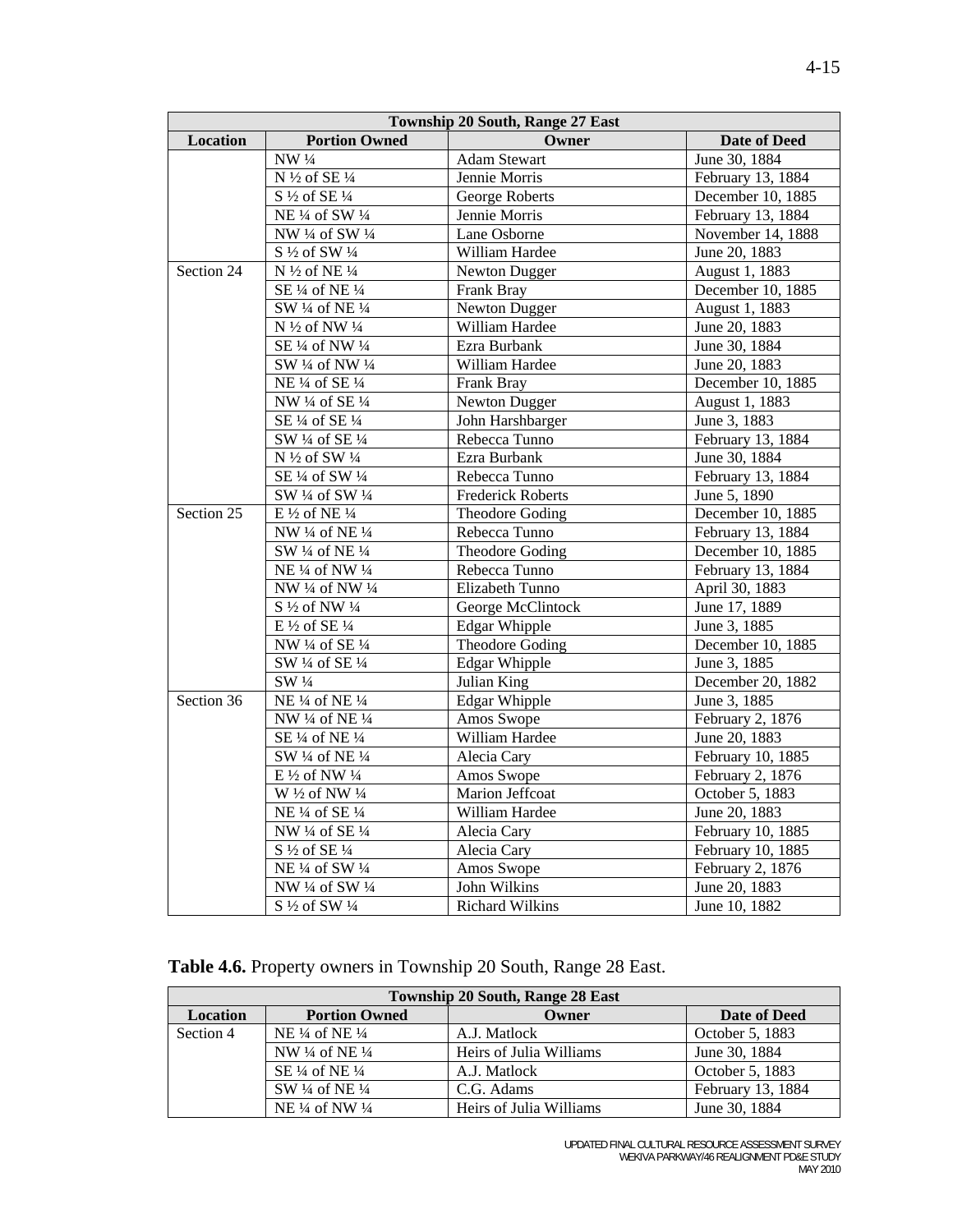| Township 20 South, Range 27 East | | | |
|---|---|---|---|
| **Location** | **Portion Owned** | **Owner** | **Date of Deed** |
| | NW ¼ | Adam Stewart | June 30, 1884 |
| | N ½ of SE ¼ | Jennie Morris | February 13, 1884 |
| | S ½ of SE ¼ | George Roberts | December 10, 1885 |
| | NE ¼ of SW ¼ | Jennie Morris | February 13, 1884 |
| | NW ¼ of SW ¼ | Lane Osborne | November 14, 1888 |
| | S ½ of SW ¼ | William Hardee | June 20, 1883 |
| Section 24 | N ½ of NE ¼ | Newton Dugger | August 1, 1883 |
| | SE ¼ of NE ¼ | Frank Bray | December 10, 1885 |
| | SW ¼ of NE ¼ | Newton Dugger | August 1, 1883 |
| | N ½ of NW ¼ | William Hardee | June 20, 1883 |
| | SE ¼ of NW ¼ | Ezra Burbank | June 30, 1884 |
| | SW ¼ of NW ¼ | William Hardee | June 20, 1883 |
| | NE ¼ of SE ¼ | Frank Bray | December 10, 1885 |
| | NW ¼ of SE ¼ | Newton Dugger | August 1, 1883 |
| | SE ¼ of SE ¼ | John Harshbarger | June 3, 1883 |
| | SW ¼ of SE ¼ | Rebecca Tunno | February 13, 1884 |
| | N ½ of SW ¼ | Ezra Burbank | June 30, 1884 |
| | SE ¼ of SW ¼ | Rebecca Tunno | February 13, 1884 |
| | SW ¼ of SW ¼ | Frederick Roberts | June 5, 1890 |
| Section 25 | E ½ of NE ¼ | Theodore Goding | December 10, 1885 |
| | NW ¼ of NE ¼ | Rebecca Tunno | February 13, 1884 |
| | SW ¼ of NE ¼ | Theodore Goding | December 10, 1885 |
| | NE ¼ of NW ¼ | Rebecca Tunno | February 13, 1884 |
| | NW ¼ of NW ¼ | Elizabeth Tunno | April 30, 1883 |
| | S ½ of NW ¼ | George McClintock | June 17, 1889 |
| | E ½ of SE ¼ | Edgar Whipple | June 3, 1885 |
| | NW ¼ of SE ¼ | Theodore Goding | December 10, 1885 |
| | SW ¼ of SE ¼ | Edgar Whipple | June 3, 1885 |
| | SW ¼ | Julian King | December 20, 1882 |
| Section 36 | NE ¼ of NE ¼ | Edgar Whipple | June 3, 1885 |
| | NW ¼ of NE ¼ | Amos Swope | February 2, 1876 |
| | SE ¼ of NE ¼ | William Hardee | June 20, 1883 |
| | SW ¼ of NE ¼ | Alecia Cary | February 10, 1885 |
| | E ½ of NW ¼ | Amos Swope | February 2, 1876 |
| | W ½ of NW ¼ | Marion Jeffcoat | October 5, 1883 |
| | NE ¼ of SE ¼ | William Hardee | June 20, 1883 |
| | NW ¼ of SE ¼ | Alecia Cary | February 10, 1885 |
| | S ½ of SE ¼ | Alecia Cary | February 10, 1885 |
| | NE ¼ of SW ¼ | Amos Swope | February 2, 1876 |
| | NW ¼ of SW ¼ | John Wilkins | June 20, 1883 |
| | S ½ of SW ¼ | Richard Wilkins | June 10, 1882 |

**Table 4.6.** Property owners in Township 20 South, Range 28 East.

| Township 20 South, Range 28 East | | | |
|---|---|---|---|
| **Location** | **Portion Owned** | **Owner** | **Date of Deed** |
| Section 4 | NE ¼ of NE ¼ | A.J. Matlock | October 5, 1883 |
| | NW ¼ of NE ¼ | Heirs of Julia Williams | June 30, 1884 |
| | SE ¼ of NE ¼ | A.J. Matlock | October 5, 1883 |
| | SW ¼ of NE ¼ | C.G. Adams | February 13, 1884 |
| | NE ¼ of NW ¼ | Heirs of Julia Williams | June 30, 1884 |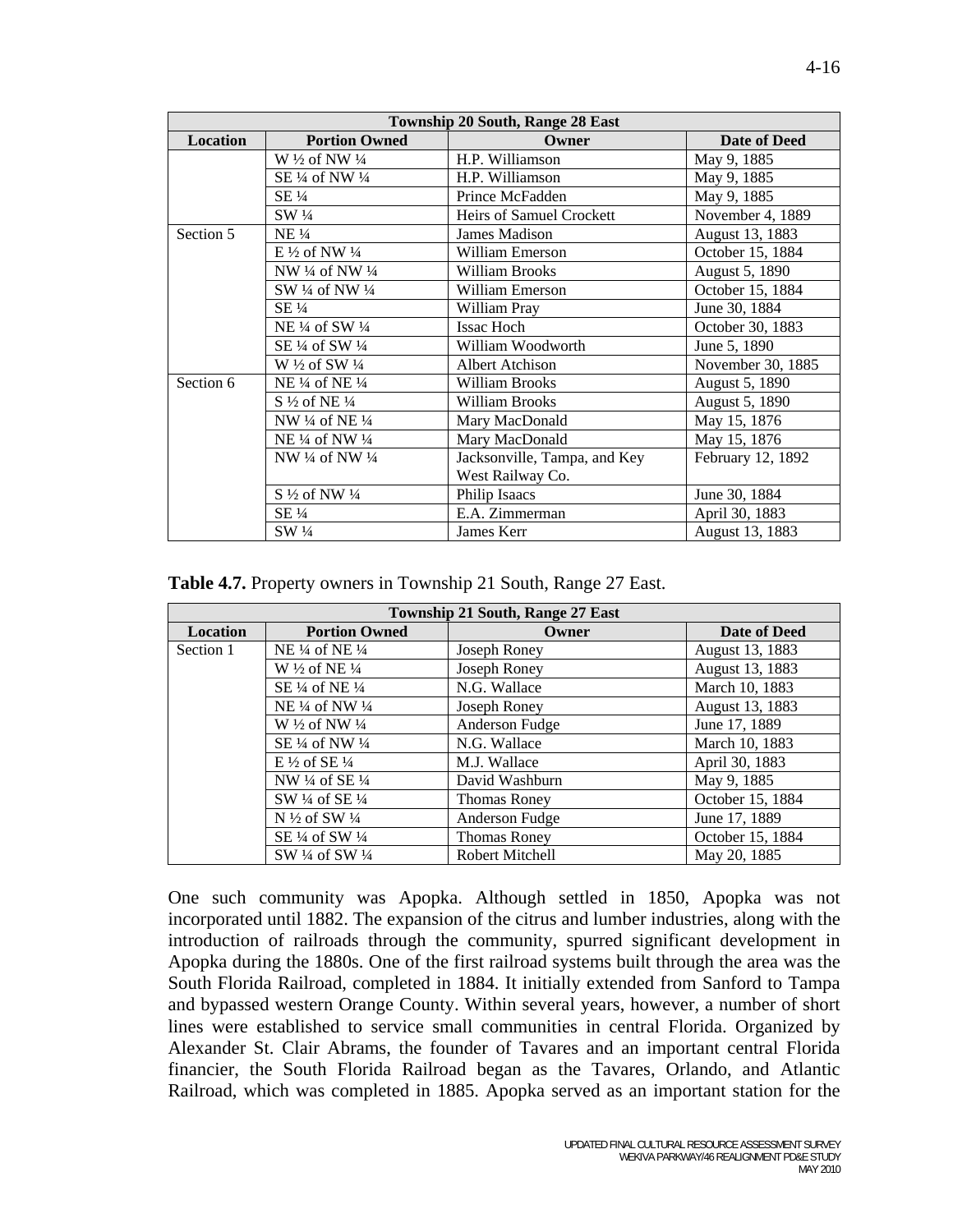| Township 20 South, Range 28 East | | | |
|---|---|---|---|
| **Location** | **Portion Owned** | **Owner** | **Date of Deed** |
| | W ½ of NW ¼ | H.P. Williamson | May 9, 1885 |
| | SE ¼ of NW ¼ | H.P. Williamson | May 9, 1885 |
| | SE ¼ | Prince McFadden | May 9, 1885 |
| | SW ¼ | Heirs of Samuel Crockett | November 4, 1889 |
| Section 5 | NE ¼ | James Madison | August 13, 1883 |
| | E ½ of NW ¼ | William Emerson | October 15, 1884 |
| | NW ¼ of NW ¼ | William Brooks | August 5, 1890 |
| | SW ¼ of NW ¼ | William Emerson | October 15, 1884 |
| | SE ¼ | William Pray | June 30, 1884 |
| | NE ¼ of SW ¼ | Issac Hoch | October 30, 1883 |
| | SE ¼ of SW ¼ | William Woodworth | June 5, 1890 |
| | W ½ of SW ¼ | Albert Atchison | November 30, 1885 |
| Section 6 | NE ¼ of NE ¼ | William Brooks | August 5, 1890 |
| | S ½ of NE ¼ | William Brooks | August 5, 1890 |
| | NW ¼ of NE ¼ | Mary MacDonald | May 15, 1876 |
| | NE ¼ of NW ¼ | Mary MacDonald | May 15, 1876 |
| | NW ¼ of NW ¼ | Jacksonville, Tampa, and Key West Railway Co. | February 12, 1892 |
| | S ½ of NW ¼ | Philip Isaacs | June 30, 1884 |
| | SE ¼ | E.A. Zimmerman | April 30, 1883 |
| | SW ¼ | James Kerr | August 13, 1883 |

**Table 4.7.** Property owners in Township 21 South, Range 27 East.

| Township 21 South, Range 27 East | | | |
|---|---|---|---|
| **Location** | **Portion Owned** | **Owner** | **Date of Deed** |
| Section 1 | NE ¼ of NE ¼ | Joseph Roney | August 13, 1883 |
| | W ½ of NE ¼ | Joseph Roney | August 13, 1883 |
| | SE ¼ of NE ¼ | N.G. Wallace | March 10, 1883 |
| | NE ¼ of NW ¼ | Joseph Roney | August 13, 1883 |
| | W ½ of NW ¼ | Anderson Fudge | June 17, 1889 |
| | SE ¼ of NW ¼ | N.G. Wallace | March 10, 1883 |
| | E ½ of SE ¼ | M.J. Wallace | April 30, 1883 |
| | NW ¼ of SE ¼ | David Washburn | May 9, 1885 |
| | SW ¼ of SE ¼ | Thomas Roney | October 15, 1884 |
| | N ½ of SW ¼ | Anderson Fudge | June 17, 1889 |
| | SE ¼ of SW ¼ | Thomas Roney | October 15, 1884 |
| | SW ¼ of SW ¼ | Robert Mitchell | May 20, 1885 |

One such community was Apopka. Although settled in 1850, Apopka was not incorporated until 1882. The expansion of the citrus and lumber industries, along with the introduction of railroads through the community, spurred significant development in Apopka during the 1880s. One of the first railroad systems built through the area was the South Florida Railroad, completed in 1884. It initially extended from Sanford to Tampa and bypassed western Orange County. Within several years, however, a number of short lines were established to service small communities in central Florida. Organized by Alexander St. Clair Abrams, the founder of Tavares and an important central Florida financier, the South Florida Railroad began as the Tavares, Orlando, and Atlantic Railroad, which was completed in 1885. Apopka served as an important station for the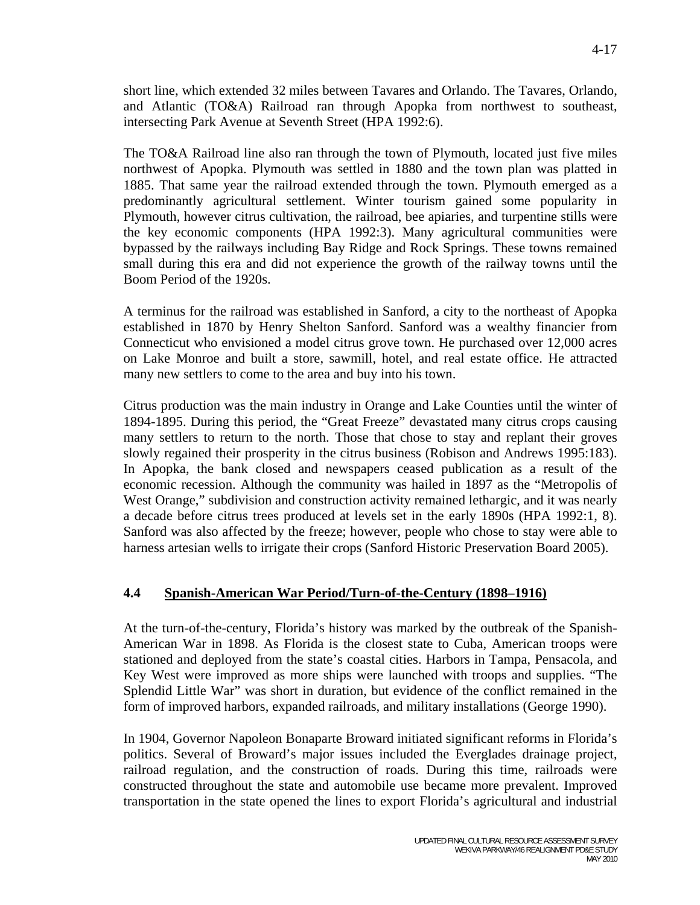short line, which extended 32 miles between Tavares and Orlando. The Tavares, Orlando, and Atlantic (TO&A) Railroad ran through Apopka from northwest to southeast, intersecting Park Avenue at Seventh Street (HPA 1992:6).

The TO&A Railroad line also ran through the town of Plymouth, located just five miles northwest of Apopka. Plymouth was settled in 1880 and the town plan was platted in 1885. That same year the railroad extended through the town. Plymouth emerged as a predominantly agricultural settlement. Winter tourism gained some popularity in Plymouth, however citrus cultivation, the railroad, bee apiaries, and turpentine stills were the key economic components (HPA 1992:3). Many agricultural communities were bypassed by the railways including Bay Ridge and Rock Springs. These towns remained small during this era and did not experience the growth of the railway towns until the Boom Period of the 1920s.

A terminus for the railroad was established in Sanford, a city to the northeast of Apopka established in 1870 by Henry Shelton Sanford. Sanford was a wealthy financier from Connecticut who envisioned a model citrus grove town. He purchased over 12,000 acres on Lake Monroe and built a store, sawmill, hotel, and real estate office. He attracted many new settlers to come to the area and buy into his town.

Citrus production was the main industry in Orange and Lake Counties until the winter of 1894-1895. During this period, the "Great Freeze" devastated many citrus crops causing many settlers to return to the north. Those that chose to stay and replant their groves slowly regained their prosperity in the citrus business (Robison and Andrews 1995:183). In Apopka, the bank closed and newspapers ceased publication as a result of the economic recession. Although the community was hailed in 1897 as the "Metropolis of West Orange," subdivision and construction activity remained lethargic, and it was nearly a decade before citrus trees produced at levels set in the early 1890s (HPA 1992:1, 8). Sanford was also affected by the freeze; however, people who chose to stay were able to harness artesian wells to irrigate their crops (Sanford Historic Preservation Board 2005).

## 4.4 Spanish-American War Period/Turn-of-the-Century (1898–1916)

At the turn-of-the-century, Florida's history was marked by the outbreak of the Spanish-American War in 1898. As Florida is the closest state to Cuba, American troops were stationed and deployed from the state's coastal cities. Harbors in Tampa, Pensacola, and Key West were improved as more ships were launched with troops and supplies. "The Splendid Little War" was short in duration, but evidence of the conflict remained in the form of improved harbors, expanded railroads, and military installations (George 1990).

In 1904, Governor Napoleon Bonaparte Broward initiated significant reforms in Florida's politics. Several of Broward's major issues included the Everglades drainage project, railroad regulation, and the construction of roads. During this time, railroads were constructed throughout the state and automobile use became more prevalent. Improved transportation in the state opened the lines to export Florida's agricultural and industrial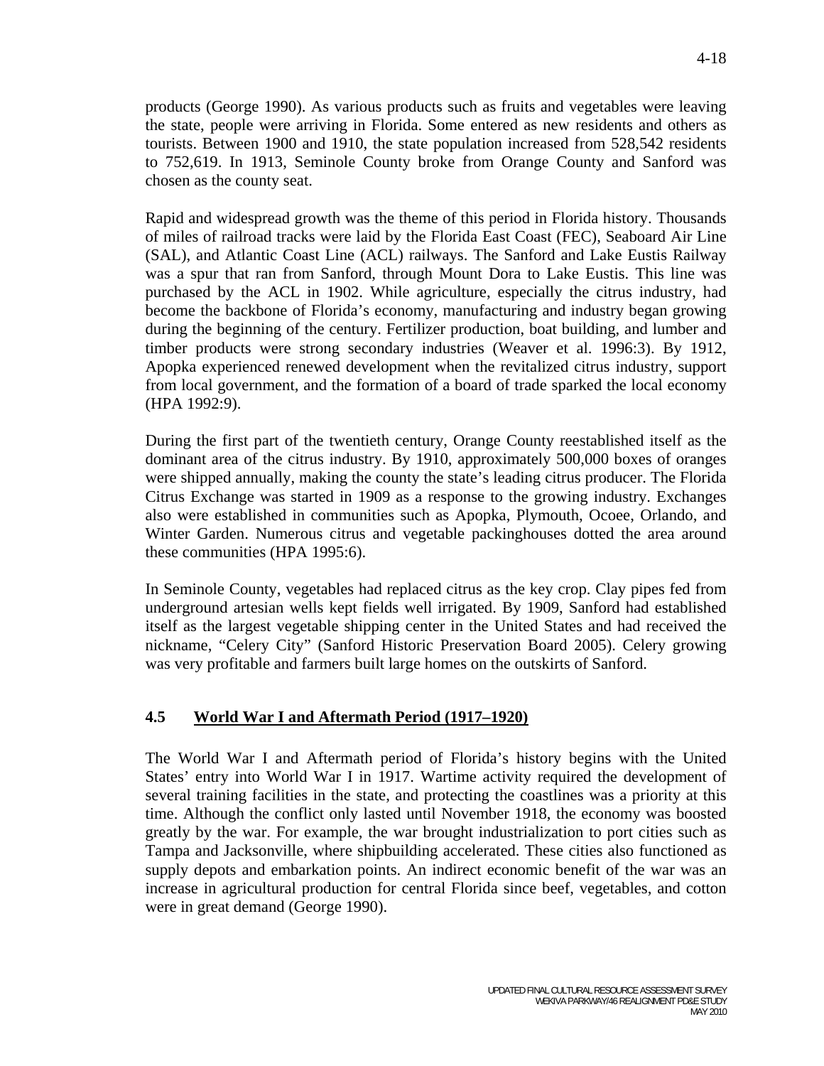products (George 1990). As various products such as fruits and vegetables were leaving the state, people were arriving in Florida. Some entered as new residents and others as tourists. Between 1900 and 1910, the state population increased from 528,542 residents to 752,619. In 1913, Seminole County broke from Orange County and Sanford was chosen as the county seat.

Rapid and widespread growth was the theme of this period in Florida history. Thousands of miles of railroad tracks were laid by the Florida East Coast (FEC), Seaboard Air Line (SAL), and Atlantic Coast Line (ACL) railways. The Sanford and Lake Eustis Railway was a spur that ran from Sanford, through Mount Dora to Lake Eustis. This line was purchased by the ACL in 1902. While agriculture, especially the citrus industry, had become the backbone of Florida's economy, manufacturing and industry began growing during the beginning of the century. Fertilizer production, boat building, and lumber and timber products were strong secondary industries (Weaver et al. 1996:3). By 1912, Apopka experienced renewed development when the revitalized citrus industry, support from local government, and the formation of a board of trade sparked the local economy (HPA 1992:9).

During the first part of the twentieth century, Orange County reestablished itself as the dominant area of the citrus industry. By 1910, approximately 500,000 boxes of oranges were shipped annually, making the county the state's leading citrus producer. The Florida Citrus Exchange was started in 1909 as a response to the growing industry. Exchanges also were established in communities such as Apopka, Plymouth, Ocoee, Orlando, and Winter Garden. Numerous citrus and vegetable packinghouses dotted the area around these communities (HPA 1995:6).

In Seminole County, vegetables had replaced citrus as the key crop. Clay pipes fed from underground artesian wells kept fields well irrigated. By 1909, Sanford had established itself as the largest vegetable shipping center in the United States and had received the nickname, "Celery City" (Sanford Historic Preservation Board 2005). Celery growing was very profitable and farmers built large homes on the outskirts of Sanford.

## 4.5 World War I and Aftermath Period (1917–1920)

The World War I and Aftermath period of Florida's history begins with the United States' entry into World War I in 1917. Wartime activity required the development of several training facilities in the state, and protecting the coastlines was a priority at this time. Although the conflict only lasted until November 1918, the economy was boosted greatly by the war. For example, the war brought industrialization to port cities such as Tampa and Jacksonville, where shipbuilding accelerated. These cities also functioned as supply depots and embarkation points. An indirect economic benefit of the war was an increase in agricultural production for central Florida since beef, vegetables, and cotton were in great demand (George 1990).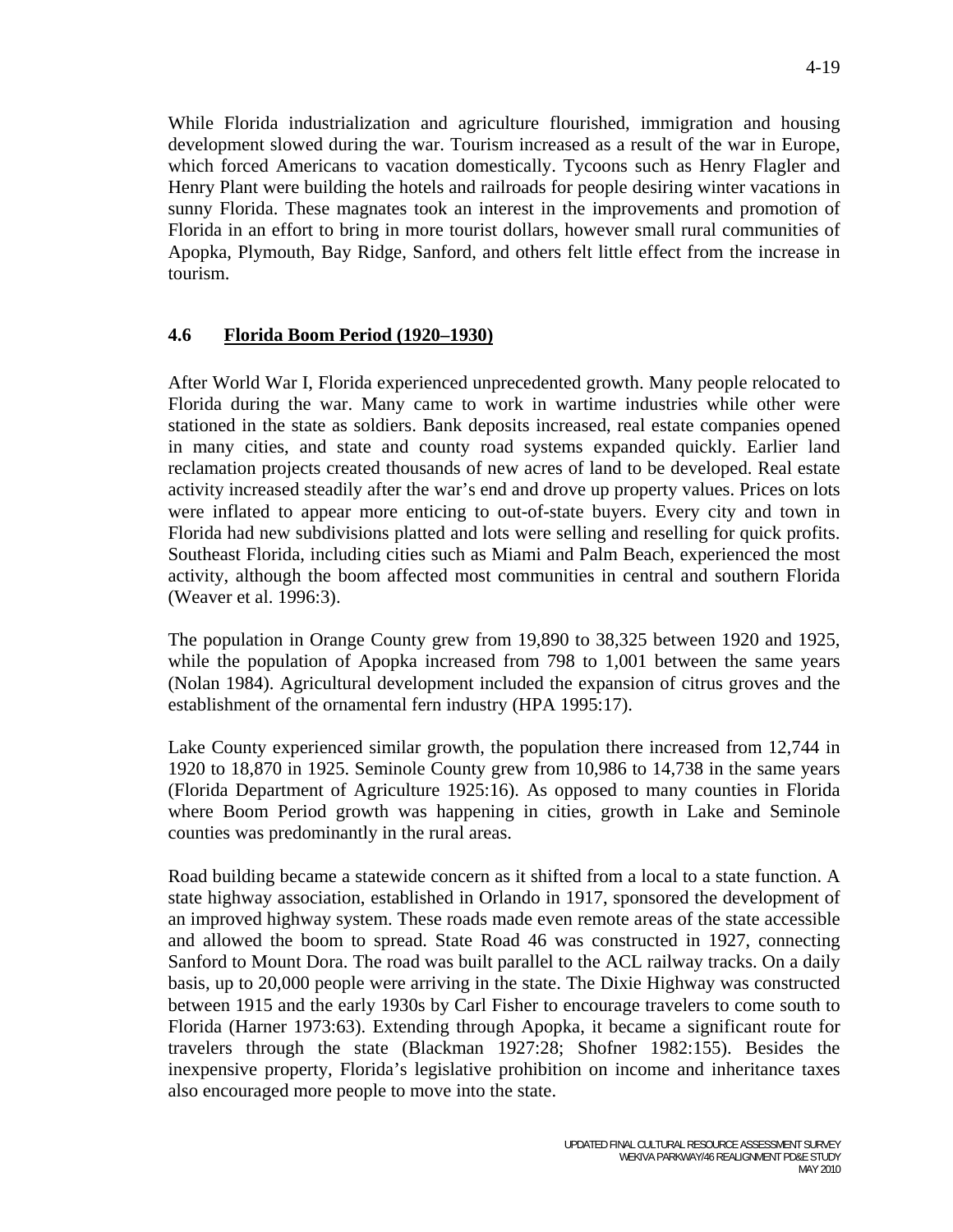While Florida industrialization and agriculture flourished, immigration and housing development slowed during the war. Tourism increased as a result of the war in Europe, which forced Americans to vacation domestically. Tycoons such as Henry Flagler and Henry Plant were building the hotels and railroads for people desiring winter vacations in sunny Florida. These magnates took an interest in the improvements and promotion of Florida in an effort to bring in more tourist dollars, however small rural communities of Apopka, Plymouth, Bay Ridge, Sanford, and others felt little effect from the increase in tourism.

## 4.6 Florida Boom Period (1920–1930)

After World War I, Florida experienced unprecedented growth. Many people relocated to Florida during the war. Many came to work in wartime industries while other were stationed in the state as soldiers. Bank deposits increased, real estate companies opened in many cities, and state and county road systems expanded quickly. Earlier land reclamation projects created thousands of new acres of land to be developed. Real estate activity increased steadily after the war's end and drove up property values. Prices on lots were inflated to appear more enticing to out-of-state buyers. Every city and town in Florida had new subdivisions platted and lots were selling and reselling for quick profits. Southeast Florida, including cities such as Miami and Palm Beach, experienced the most activity, although the boom affected most communities in central and southern Florida (Weaver et al. 1996:3).

The population in Orange County grew from 19,890 to 38,325 between 1920 and 1925, while the population of Apopka increased from 798 to 1,001 between the same years (Nolan 1984). Agricultural development included the expansion of citrus groves and the establishment of the ornamental fern industry (HPA 1995:17).

Lake County experienced similar growth, the population there increased from 12,744 in 1920 to 18,870 in 1925. Seminole County grew from 10,986 to 14,738 in the same years (Florida Department of Agriculture 1925:16). As opposed to many counties in Florida where Boom Period growth was happening in cities, growth in Lake and Seminole counties was predominantly in the rural areas.

Road building became a statewide concern as it shifted from a local to a state function. A state highway association, established in Orlando in 1917, sponsored the development of an improved highway system. These roads made even remote areas of the state accessible and allowed the boom to spread. State Road 46 was constructed in 1927, connecting Sanford to Mount Dora. The road was built parallel to the ACL railway tracks. On a daily basis, up to 20,000 people were arriving in the state. The Dixie Highway was constructed between 1915 and the early 1930s by Carl Fisher to encourage travelers to come south to Florida (Harner 1973:63). Extending through Apopka, it became a significant route for travelers through the state (Blackman 1927:28; Shofner 1982:155). Besides the inexpensive property, Florida's legislative prohibition on income and inheritance taxes also encouraged more people to move into the state.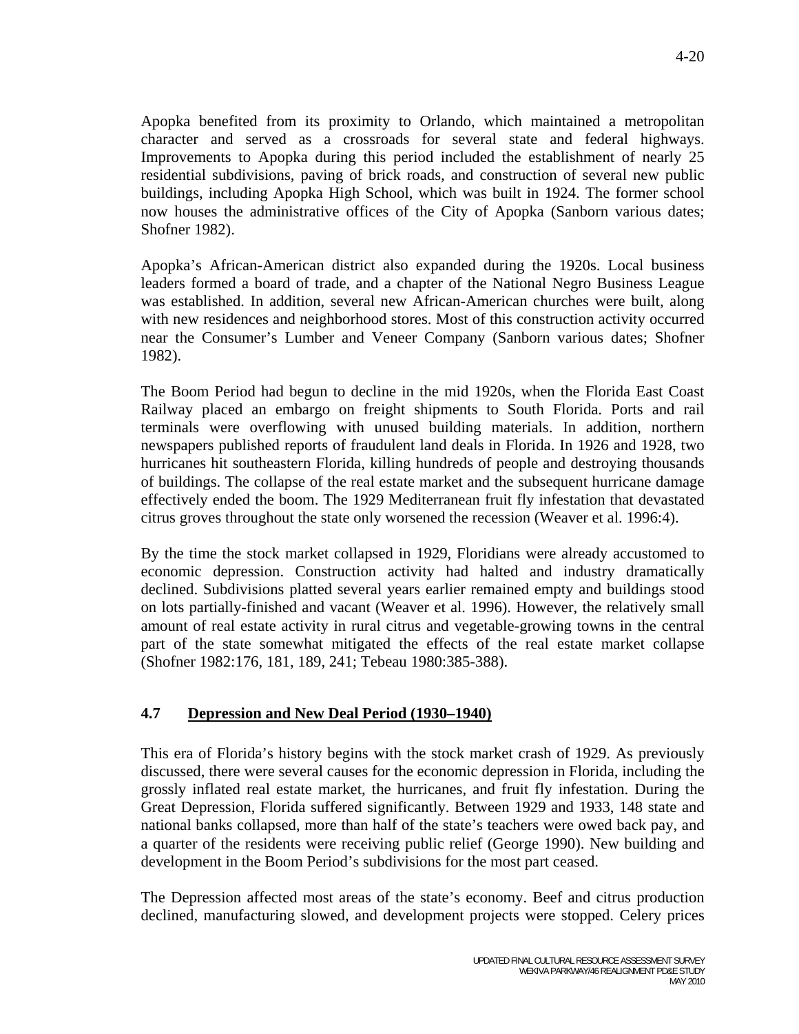Apopka benefited from its proximity to Orlando, which maintained a metropolitan character and served as a crossroads for several state and federal highways. Improvements to Apopka during this period included the establishment of nearly 25 residential subdivisions, paving of brick roads, and construction of several new public buildings, including Apopka High School, which was built in 1924. The former school now houses the administrative offices of the City of Apopka (Sanborn various dates; Shofner 1982).

Apopka's African-American district also expanded during the 1920s. Local business leaders formed a board of trade, and a chapter of the National Negro Business League was established. In addition, several new African-American churches were built, along with new residences and neighborhood stores. Most of this construction activity occurred near the Consumer's Lumber and Veneer Company (Sanborn various dates; Shofner 1982).

The Boom Period had begun to decline in the mid 1920s, when the Florida East Coast Railway placed an embargo on freight shipments to South Florida. Ports and rail terminals were overflowing with unused building materials. In addition, northern newspapers published reports of fraudulent land deals in Florida. In 1926 and 1928, two hurricanes hit southeastern Florida, killing hundreds of people and destroying thousands of buildings. The collapse of the real estate market and the subsequent hurricane damage effectively ended the boom. The 1929 Mediterranean fruit fly infestation that devastated citrus groves throughout the state only worsened the recession (Weaver et al. 1996:4).

By the time the stock market collapsed in 1929, Floridians were already accustomed to economic depression. Construction activity had halted and industry dramatically declined. Subdivisions platted several years earlier remained empty and buildings stood on lots partially-finished and vacant (Weaver et al. 1996). However, the relatively small amount of real estate activity in rural citrus and vegetable-growing towns in the central part of the state somewhat mitigated the effects of the real estate market collapse (Shofner 1982:176, 181, 189, 241; Tebeau 1980:385-388).

## 4.7 Depression and New Deal Period (1930–1940)

This era of Florida's history begins with the stock market crash of 1929. As previously discussed, there were several causes for the economic depression in Florida, including the grossly inflated real estate market, the hurricanes, and fruit fly infestation. During the Great Depression, Florida suffered significantly. Between 1929 and 1933, 148 state and national banks collapsed, more than half of the state's teachers were owed back pay, and a quarter of the residents were receiving public relief (George 1990). New building and development in the Boom Period's subdivisions for the most part ceased.

The Depression affected most areas of the state's economy. Beef and citrus production declined, manufacturing slowed, and development projects were stopped. Celery prices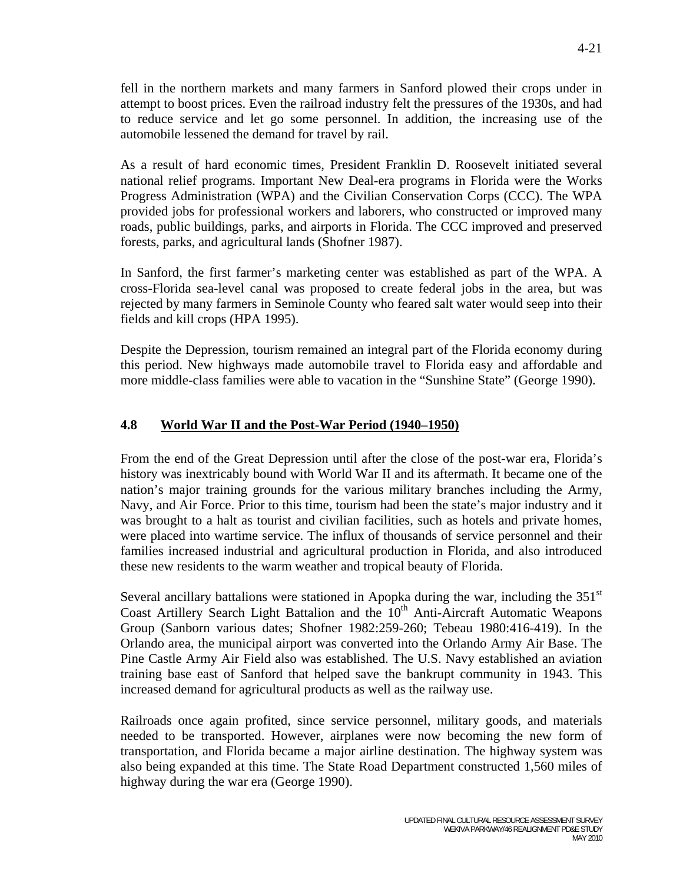fell in the northern markets and many farmers in Sanford plowed their crops under in attempt to boost prices. Even the railroad industry felt the pressures of the 1930s, and had to reduce service and let go some personnel. In addition, the increasing use of the automobile lessened the demand for travel by rail.

As a result of hard economic times, President Franklin D. Roosevelt initiated several national relief programs. Important New Deal-era programs in Florida were the Works Progress Administration (WPA) and the Civilian Conservation Corps (CCC). The WPA provided jobs for professional workers and laborers, who constructed or improved many roads, public buildings, parks, and airports in Florida. The CCC improved and preserved forests, parks, and agricultural lands (Shofner 1987).

In Sanford, the first farmer's marketing center was established as part of the WPA. A cross-Florida sea-level canal was proposed to create federal jobs in the area, but was rejected by many farmers in Seminole County who feared salt water would seep into their fields and kill crops (HPA 1995).

Despite the Depression, tourism remained an integral part of the Florida economy during this period. New highways made automobile travel to Florida easy and affordable and more middle-class families were able to vacation in the "Sunshine State" (George 1990).

### 4.8 World War II and the Post-War Period (1940–1950)

From the end of the Great Depression until after the close of the post-war era, Florida's history was inextricably bound with World War II and its aftermath. It became one of the nation's major training grounds for the various military branches including the Army, Navy, and Air Force. Prior to this time, tourism had been the state's major industry and it was brought to a halt as tourist and civilian facilities, such as hotels and private homes, were placed into wartime service. The influx of thousands of service personnel and their families increased industrial and agricultural production in Florida, and also introduced these new residents to the warm weather and tropical beauty of Florida.

Several ancillary battalions were stationed in Apopka during the war, including the 351st Coast Artillery Search Light Battalion and the 10th Anti-Aircraft Automatic Weapons Group (Sanborn various dates; Shofner 1982:259-260; Tebeau 1980:416-419). In the Orlando area, the municipal airport was converted into the Orlando Army Air Base. The Pine Castle Army Air Field also was established. The U.S. Navy established an aviation training base east of Sanford that helped save the bankrupt community in 1943. This increased demand for agricultural products as well as the railway use.

Railroads once again profited, since service personnel, military goods, and materials needed to be transported. However, airplanes were now becoming the new form of transportation, and Florida became a major airline destination. The highway system was also being expanded at this time. The State Road Department constructed 1,560 miles of highway during the war era (George 1990).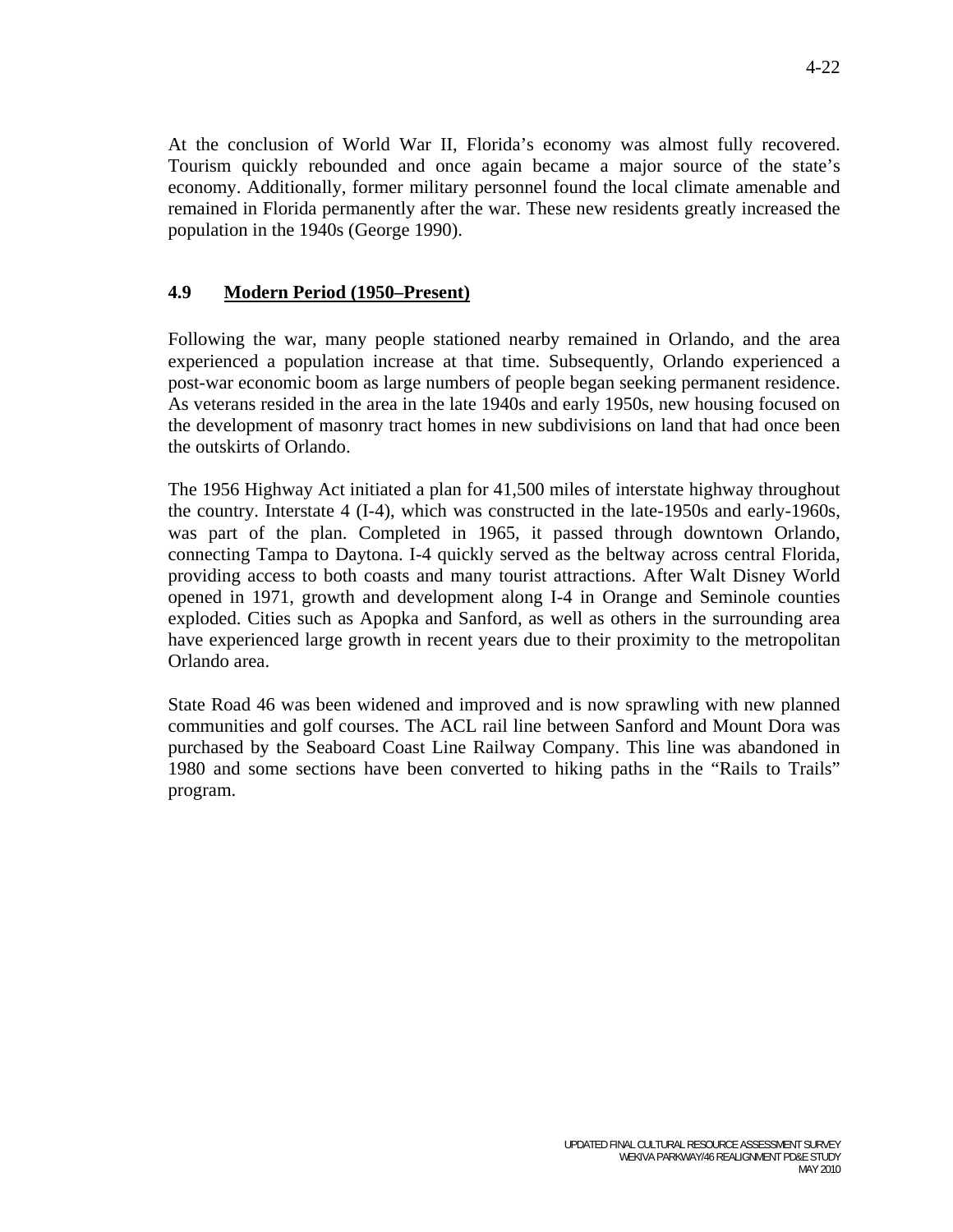At the conclusion of World War II, Florida's economy was almost fully recovered. Tourism quickly rebounded and once again became a major source of the state's economy. Additionally, former military personnel found the local climate amenable and remained in Florida permanently after the war. These new residents greatly increased the population in the 1940s (George 1990).

## 4.9 Modern Period (1950–Present)

Following the war, many people stationed nearby remained in Orlando, and the area experienced a population increase at that time. Subsequently, Orlando experienced a post-war economic boom as large numbers of people began seeking permanent residence. As veterans resided in the area in the late 1940s and early 1950s, new housing focused on the development of masonry tract homes in new subdivisions on land that had once been the outskirts of Orlando.

The 1956 Highway Act initiated a plan for 41,500 miles of interstate highway throughout the country. Interstate 4 (I-4), which was constructed in the late-1950s and early-1960s, was part of the plan. Completed in 1965, it passed through downtown Orlando, connecting Tampa to Daytona. I-4 quickly served as the beltway across central Florida, providing access to both coasts and many tourist attractions. After Walt Disney World opened in 1971, growth and development along I-4 in Orange and Seminole counties exploded. Cities such as Apopka and Sanford, as well as others in the surrounding area have experienced large growth in recent years due to their proximity to the metropolitan Orlando area.

State Road 46 was been widened and improved and is now sprawling with new planned communities and golf courses. The ACL rail line between Sanford and Mount Dora was purchased by the Seaboard Coast Line Railway Company. This line was abandoned in 1980 and some sections have been converted to hiking paths in the "Rails to Trails" program.